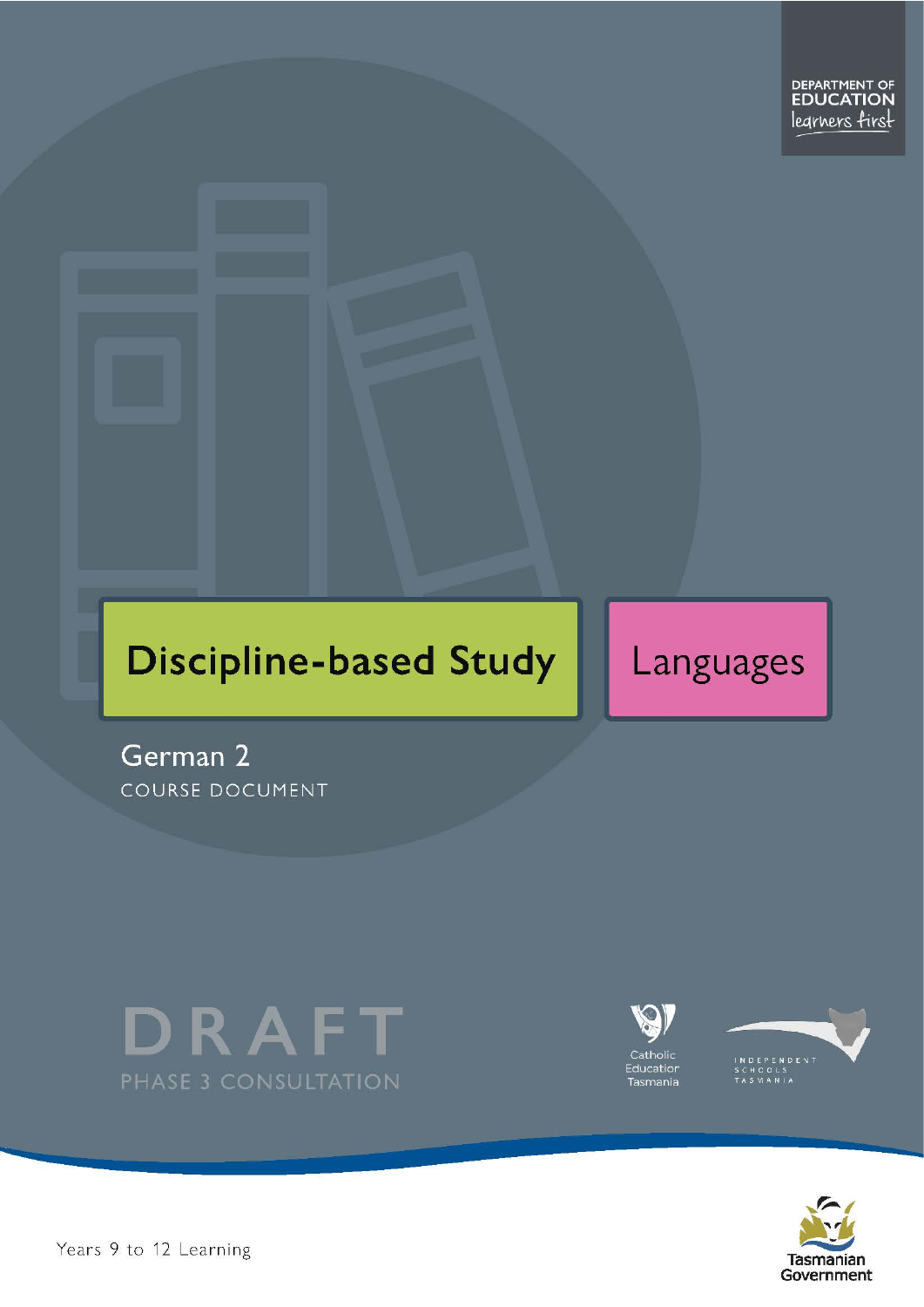DEPARTMENT OF EDUCATION
learners first

# Discipline-based Study

# Languages

## German 2

COURSE DOCUMENT

DRAFT

PHASE 3 CONSULTATION

Catholic Education Tasmania

INDEPENDENT SCHOOLS TASMANIA

Years 9 to 12 Learning

Tasmanian Government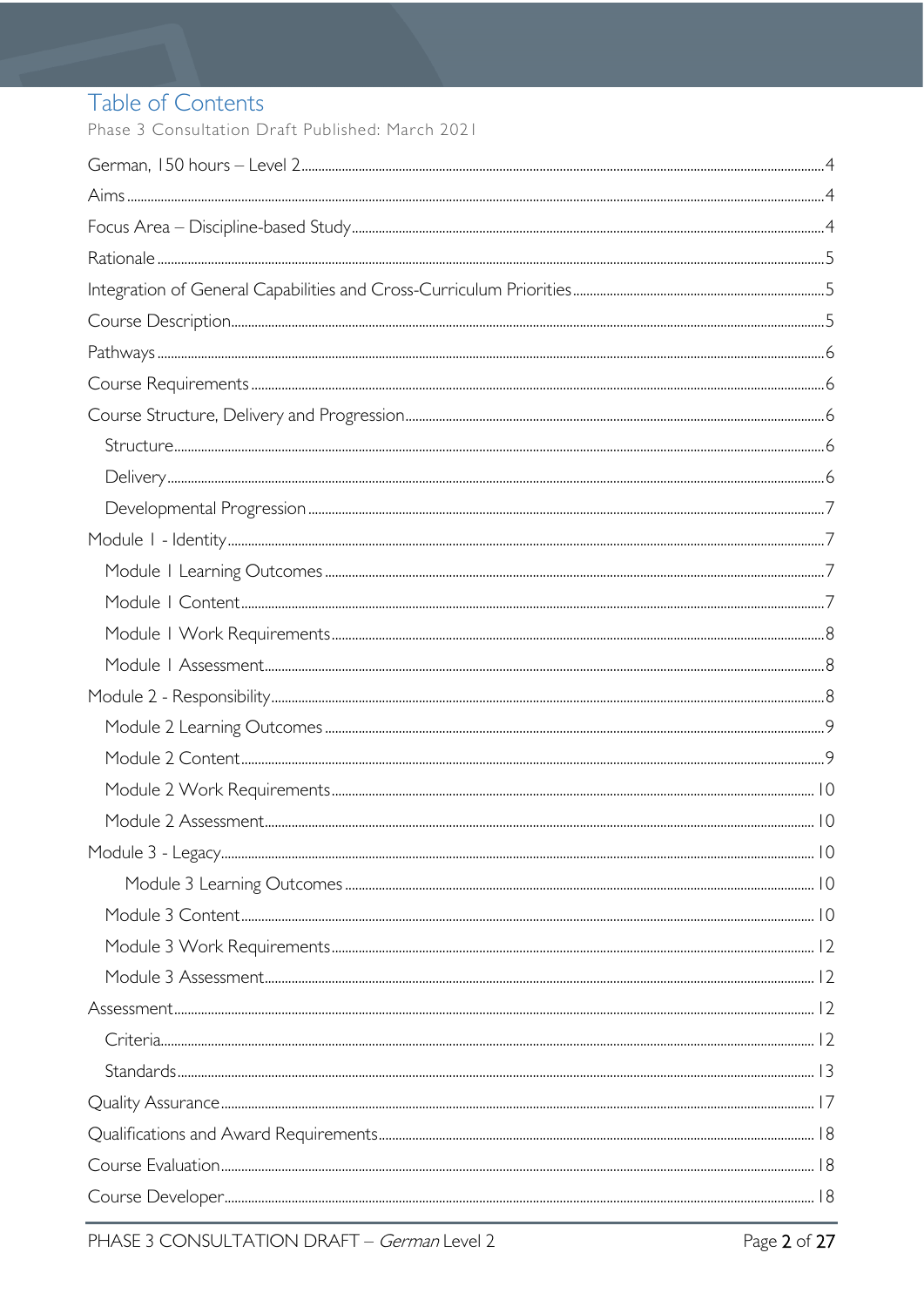# Table of Contents

Phase 3 Consultation Draft Published: March 2021

German, 150 hours – Level 2 ..... 4
Aims ..... 4
Focus Area – Discipline-based Study ..... 4
Rationale ..... 5
Integration of General Capabilities and Cross-Curriculum Priorities ..... 5
Course Description ..... 5
Pathways ..... 6
Course Requirements ..... 6
Course Structure, Delivery and Progression ..... 6
- Structure ..... 6
- Delivery ..... 6
- Developmental Progression ..... 7

Module 1 - Identity ..... 7
- Module 1 Learning Outcomes ..... 7
- Module 1 Content ..... 7
- Module 1 Work Requirements ..... 8
- Module 1 Assessment ..... 8

Module 2 - Responsibility ..... 8
- Module 2 Learning Outcomes ..... 9
- Module 2 Content ..... 9
- Module 2 Work Requirements ..... 10
- Module 2 Assessment ..... 10

Module 3 - Legacy ..... 10
- Module 3 Learning Outcomes ..... 10
- Module 3 Content ..... 10
- Module 3 Work Requirements ..... 12
- Module 3 Assessment ..... 12

Assessment ..... 12
- Criteria ..... 12
- Standards ..... 13

Quality Assurance ..... 17
Qualifications and Award Requirements ..... 18
Course Evaluation ..... 18
Course Developer ..... 18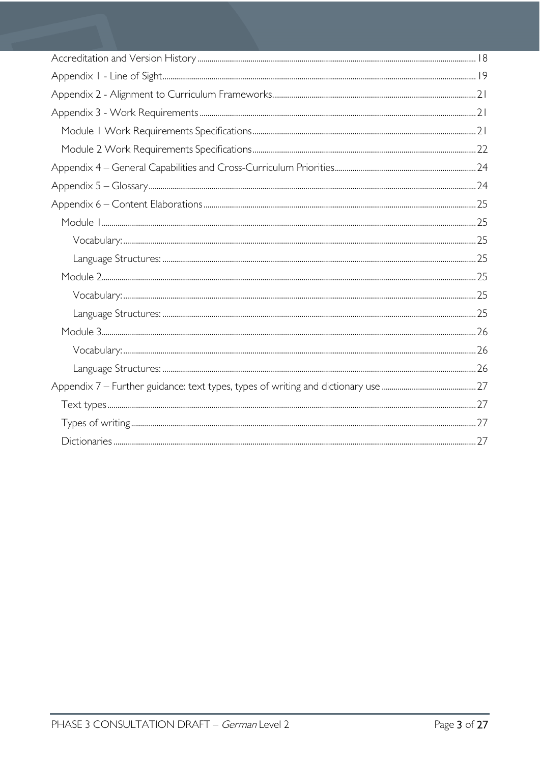Accreditation and Version History ..... 18

Appendix 1 - Line of Sight ..... 19

Appendix 2 - Alignment to Curriculum Frameworks ..... 21

Appendix 3 - Work Requirements ..... 21

- Module 1 Work Requirements Specifications ..... 21
- Module 2 Work Requirements Specifications ..... 22

Appendix 4 – General Capabilities and Cross-Curriculum Priorities ..... 24

Appendix 5 – Glossary ..... 24

Appendix 6 – Content Elaborations ..... 25

- Module 1 ..... 25
  - Vocabulary: ..... 25
  - Language Structures: ..... 25
- Module 2 ..... 25
  - Vocabulary: ..... 25
  - Language Structures: ..... 25
- Module 3 ..... 26
  - Vocabulary: ..... 26
  - Language Structures: ..... 26

Appendix 7 – Further guidance: text types, types of writing and dictionary use ..... 27

- Text types ..... 27
- Types of writing ..... 27
- Dictionaries ..... 27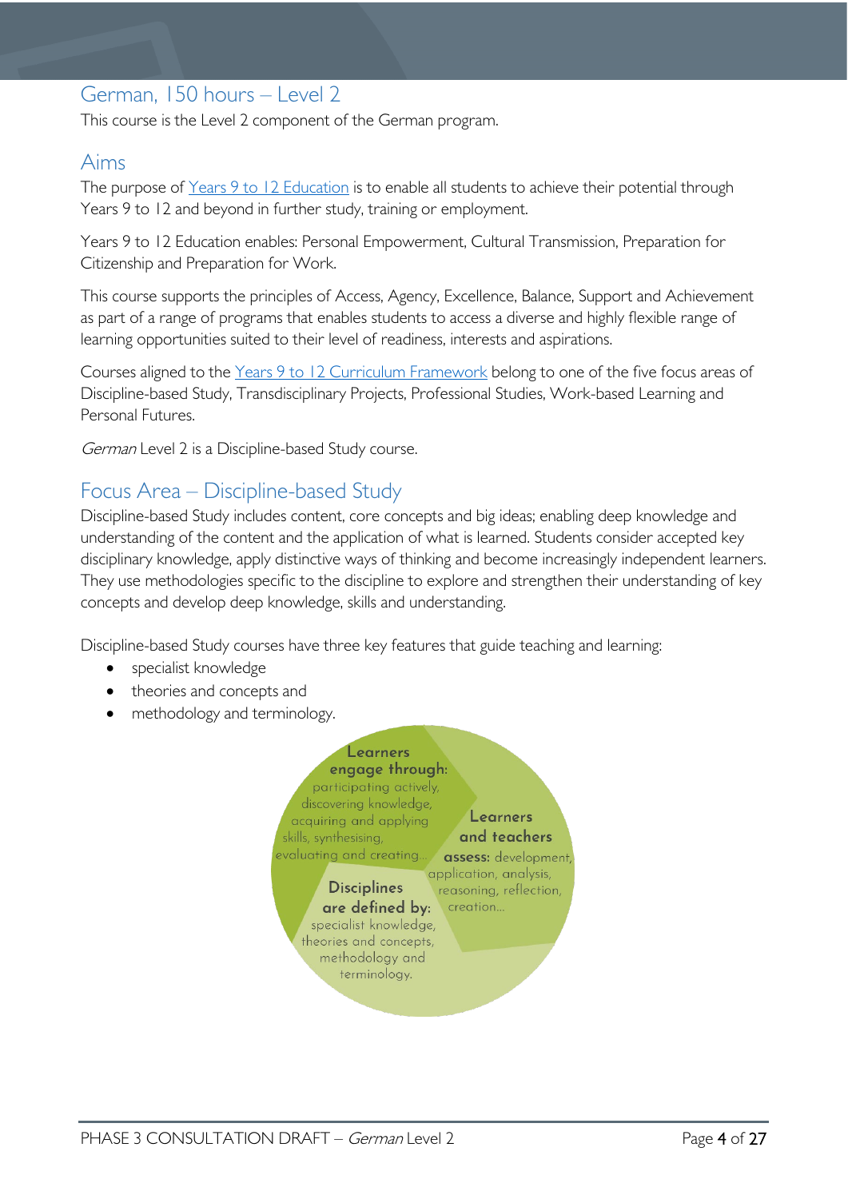## German, 150 hours – Level 2

This course is the Level 2 component of the German program.

## Aims

The purpose of [Years 9 to 12 Education](#) is to enable all students to achieve their potential through Years 9 to 12 and beyond in further study, training or employment.

Years 9 to 12 Education enables: Personal Empowerment, Cultural Transmission, Preparation for Citizenship and Preparation for Work.

This course supports the principles of Access, Agency, Excellence, Balance, Support and Achievement as part of a range of programs that enables students to access a diverse and highly flexible range of learning opportunities suited to their level of readiness, interests and aspirations.

Courses aligned to the [Years 9 to 12 Curriculum Framework](#) belong to one of the five focus areas of Discipline-based Study, Transdisciplinary Projects, Professional Studies, Work-based Learning and Personal Futures.

*German* Level 2 is a Discipline-based Study course.

## Focus Area – Discipline-based Study

Discipline-based Study includes content, core concepts and big ideas; enabling deep knowledge and understanding of the content and the application of what is learned. Students consider accepted key disciplinary knowledge, apply distinctive ways of thinking and become increasingly independent learners. They use methodologies specific to the discipline to explore and strengthen their understanding of key concepts and develop deep knowledge, skills and understanding.

Discipline-based Study courses have three key features that guide teaching and learning:

- specialist knowledge
- theories and concepts and
- methodology and terminology.

**Learners engage through:** participating actively, discovering knowledge, acquiring and applying skills, synthesising, evaluating and creating…

**Learners and teachers assess:** development, application, analysis, reasoning, reflection, creation…

**Disciplines are defined by:** specialist knowledge, theories and concepts, methodology and terminology.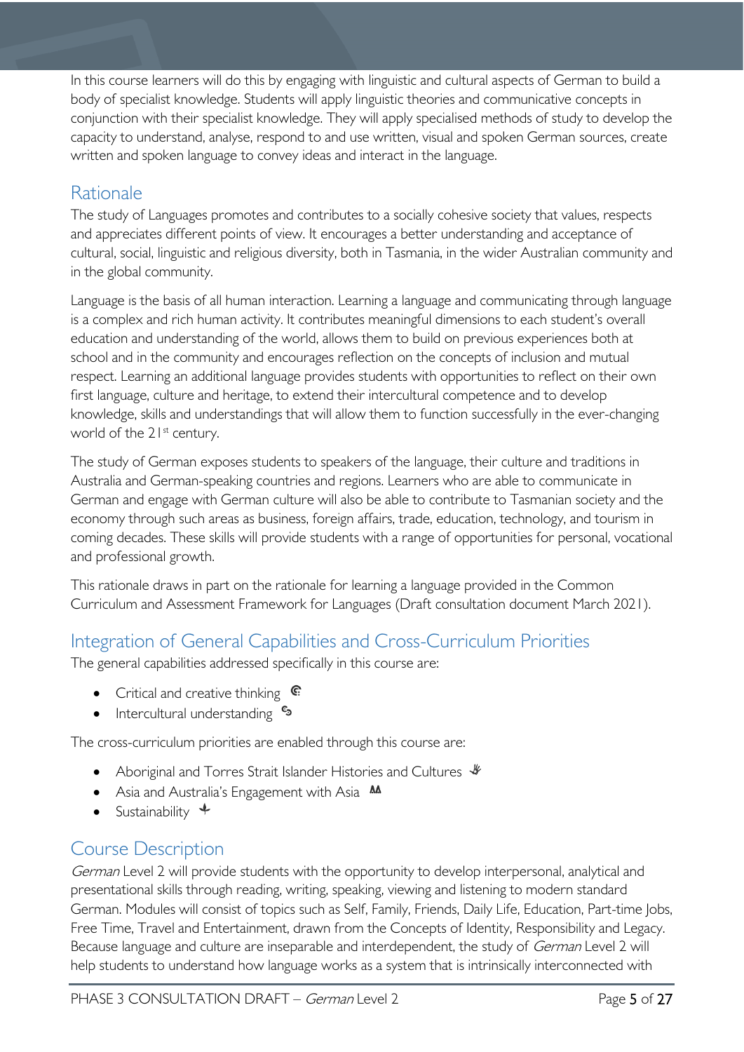In this course learners will do this by engaging with linguistic and cultural aspects of German to build a body of specialist knowledge. Students will apply linguistic theories and communicative concepts in conjunction with their specialist knowledge. They will apply specialised methods of study to develop the capacity to understand, analyse, respond to and use written, visual and spoken German sources, create written and spoken language to convey ideas and interact in the language.

## Rationale

The study of Languages promotes and contributes to a socially cohesive society that values, respects and appreciates different points of view. It encourages a better understanding and acceptance of cultural, social, linguistic and religious diversity, both in Tasmania, in the wider Australian community and in the global community.

Language is the basis of all human interaction. Learning a language and communicating through language is a complex and rich human activity. It contributes meaningful dimensions to each student's overall education and understanding of the world, allows them to build on previous experiences both at school and in the community and encourages reflection on the concepts of inclusion and mutual respect. Learning an additional language provides students with opportunities to reflect on their own first language, culture and heritage, to extend their intercultural competence and to develop knowledge, skills and understandings that will allow them to function successfully in the ever-changing world of the 21st century.

The study of German exposes students to speakers of the language, their culture and traditions in Australia and German-speaking countries and regions. Learners who are able to communicate in German and engage with German culture will also be able to contribute to Tasmanian society and the economy through such areas as business, foreign affairs, trade, education, technology, and tourism in coming decades. These skills will provide students with a range of opportunities for personal, vocational and professional growth.

This rationale draws in part on the rationale for learning a language provided in the Common Curriculum and Assessment Framework for Languages (Draft consultation document March 2021).

## Integration of General Capabilities and Cross-Curriculum Priorities

The general capabilities addressed specifically in this course are:

- Critical and creative thinking
- Intercultural understanding

The cross-curriculum priorities are enabled through this course are:

- Aboriginal and Torres Strait Islander Histories and Cultures
- Asia and Australia's Engagement with Asia
- Sustainability

## Course Description

*German* Level 2 will provide students with the opportunity to develop interpersonal, analytical and presentational skills through reading, writing, speaking, viewing and listening to modern standard German. Modules will consist of topics such as Self, Family, Friends, Daily Life, Education, Part-time Jobs, Free Time, Travel and Entertainment, drawn from the Concepts of Identity, Responsibility and Legacy. Because language and culture are inseparable and interdependent, the study of *German* Level 2 will help students to understand how language works as a system that is intrinsically interconnected with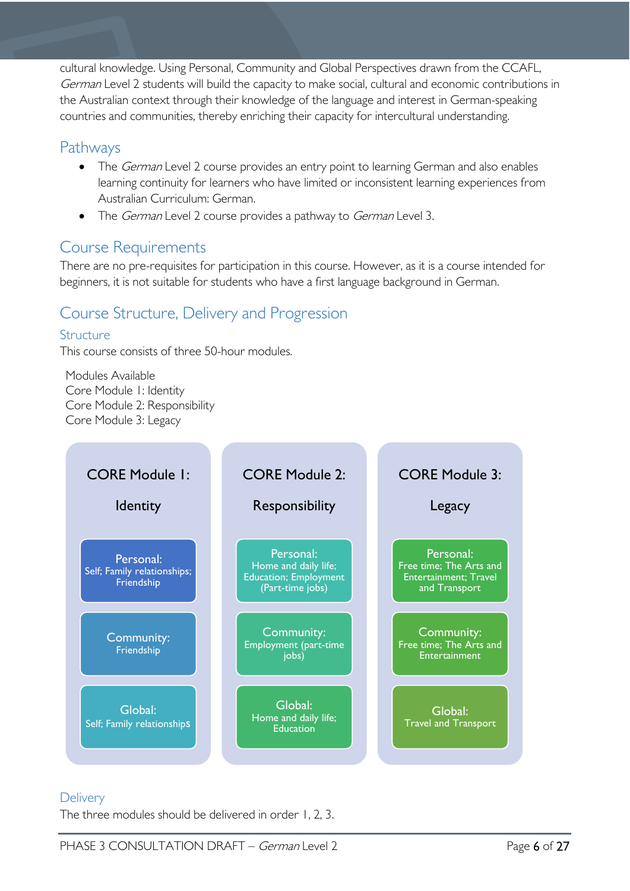cultural knowledge. Using Personal, Community and Global Perspectives drawn from the CCAFL, *German* Level 2 students will build the capacity to make social, cultural and economic contributions in the Australian context through their knowledge of the language and interest in German-speaking countries and communities, thereby enriching their capacity for intercultural understanding.

## Pathways

- The *German* Level 2 course provides an entry point to learning German and also enables learning continuity for learners who have limited or inconsistent learning experiences from Australian Curriculum: German.
- The *German* Level 2 course provides a pathway to *German* Level 3.

## Course Requirements

There are no pre-requisites for participation in this course. However, as it is a course intended for beginners, it is not suitable for students who have a first language background in German.

## Course Structure, Delivery and Progression

### Structure

This course consists of three 50-hour modules.

Modules Available
Core Module 1: Identity
Core Module 2: Responsibility
Core Module 3: Legacy

| CORE Module 1: Identity | CORE Module 2: Responsibility | CORE Module 3: Legacy |
|---|---|---|
| Personal: Self; Family relationships; Friendship | Personal: Home and daily life; Education; Employment (Part-time jobs) | Personal: Free time; The Arts and Entertainment; Travel and Transport |
| Community: Friendship | Community: Employment (part-time jobs) | Community: Free time; The Arts and Entertainment |
| Global: Self; Family relationships | Global: Home and daily life; Education | Global: Travel and Transport |

### Delivery

The three modules should be delivered in order 1, 2, 3.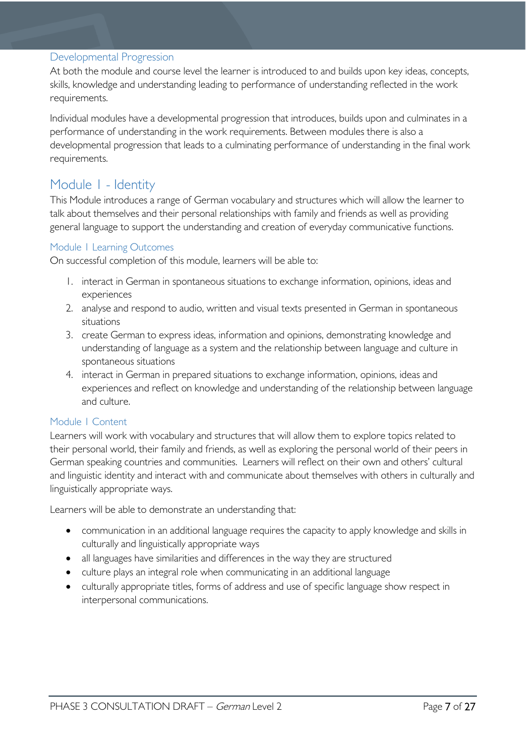### Developmental Progression

At both the module and course level the learner is introduced to and builds upon key ideas, concepts, skills, knowledge and understanding leading to performance of understanding reflected in the work requirements.

Individual modules have a developmental progression that introduces, builds upon and culminates in a performance of understanding in the work requirements. Between modules there is also a developmental progression that leads to a culminating performance of understanding in the final work requirements.

## Module 1 - Identity

This Module introduces a range of German vocabulary and structures which will allow the learner to talk about themselves and their personal relationships with family and friends as well as providing general language to support the understanding and creation of everyday communicative functions.

### Module 1 Learning Outcomes

On successful completion of this module, learners will be able to:

1. interact in German in spontaneous situations to exchange information, opinions, ideas and experiences
2. analyse and respond to audio, written and visual texts presented in German in spontaneous situations
3. create German to express ideas, information and opinions, demonstrating knowledge and understanding of language as a system and the relationship between language and culture in spontaneous situations
4. interact in German in prepared situations to exchange information, opinions, ideas and experiences and reflect on knowledge and understanding of the relationship between language and culture.

### Module 1 Content

Learners will work with vocabulary and structures that will allow them to explore topics related to their personal world, their family and friends, as well as exploring the personal world of their peers in German speaking countries and communities. Learners will reflect on their own and others' cultural and linguistic identity and interact with and communicate about themselves with others in culturally and linguistically appropriate ways.

Learners will be able to demonstrate an understanding that:

- communication in an additional language requires the capacity to apply knowledge and skills in culturally and linguistically appropriate ways
- all languages have similarities and differences in the way they are structured
- culture plays an integral role when communicating in an additional language
- culturally appropriate titles, forms of address and use of specific language show respect in interpersonal communications.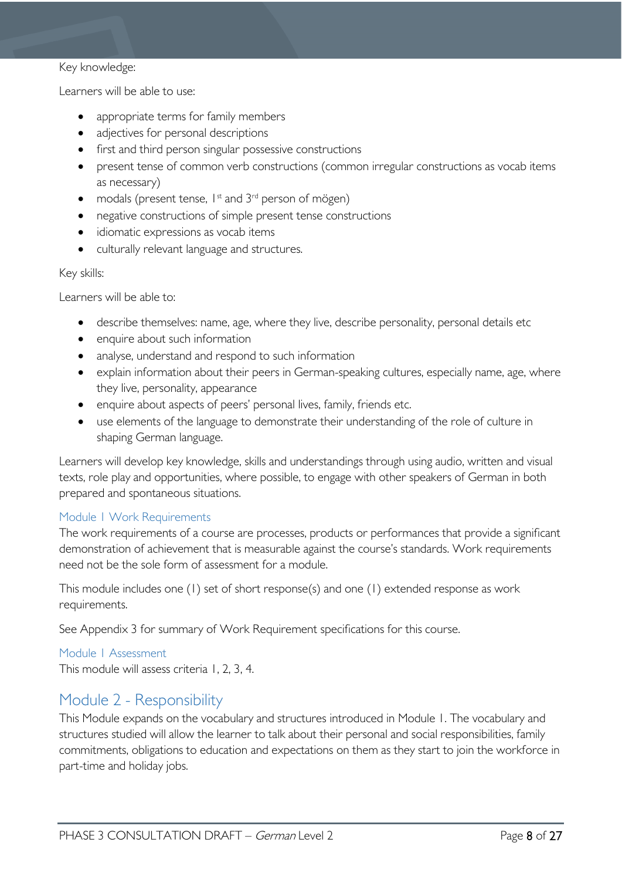Key knowledge:

Learners will be able to use:

- appropriate terms for family members
- adjectives for personal descriptions
- first and third person singular possessive constructions
- present tense of common verb constructions (common irregular constructions as vocab items as necessary)
- modals (present tense, 1st and 3rd person of mögen)
- negative constructions of simple present tense constructions
- idiomatic expressions as vocab items
- culturally relevant language and structures.

Key skills:

Learners will be able to:

- describe themselves: name, age, where they live, describe personality, personal details etc
- enquire about such information
- analyse, understand and respond to such information
- explain information about their peers in German-speaking cultures, especially name, age, where they live, personality, appearance
- enquire about aspects of peers' personal lives, family, friends etc.
- use elements of the language to demonstrate their understanding of the role of culture in shaping German language.

Learners will develop key knowledge, skills and understandings through using audio, written and visual texts, role play and opportunities, where possible, to engage with other speakers of German in both prepared and spontaneous situations.

### Module 1 Work Requirements

The work requirements of a course are processes, products or performances that provide a significant demonstration of achievement that is measurable against the course's standards. Work requirements need not be the sole form of assessment for a module.

This module includes one (1) set of short response(s) and one (1) extended response as work requirements.

See Appendix 3 for summary of Work Requirement specifications for this course.

### Module 1 Assessment

This module will assess criteria 1, 2, 3, 4.

## Module 2 - Responsibility

This Module expands on the vocabulary and structures introduced in Module 1. The vocabulary and structures studied will allow the learner to talk about their personal and social responsibilities, family commitments, obligations to education and expectations on them as they start to join the workforce in part-time and holiday jobs.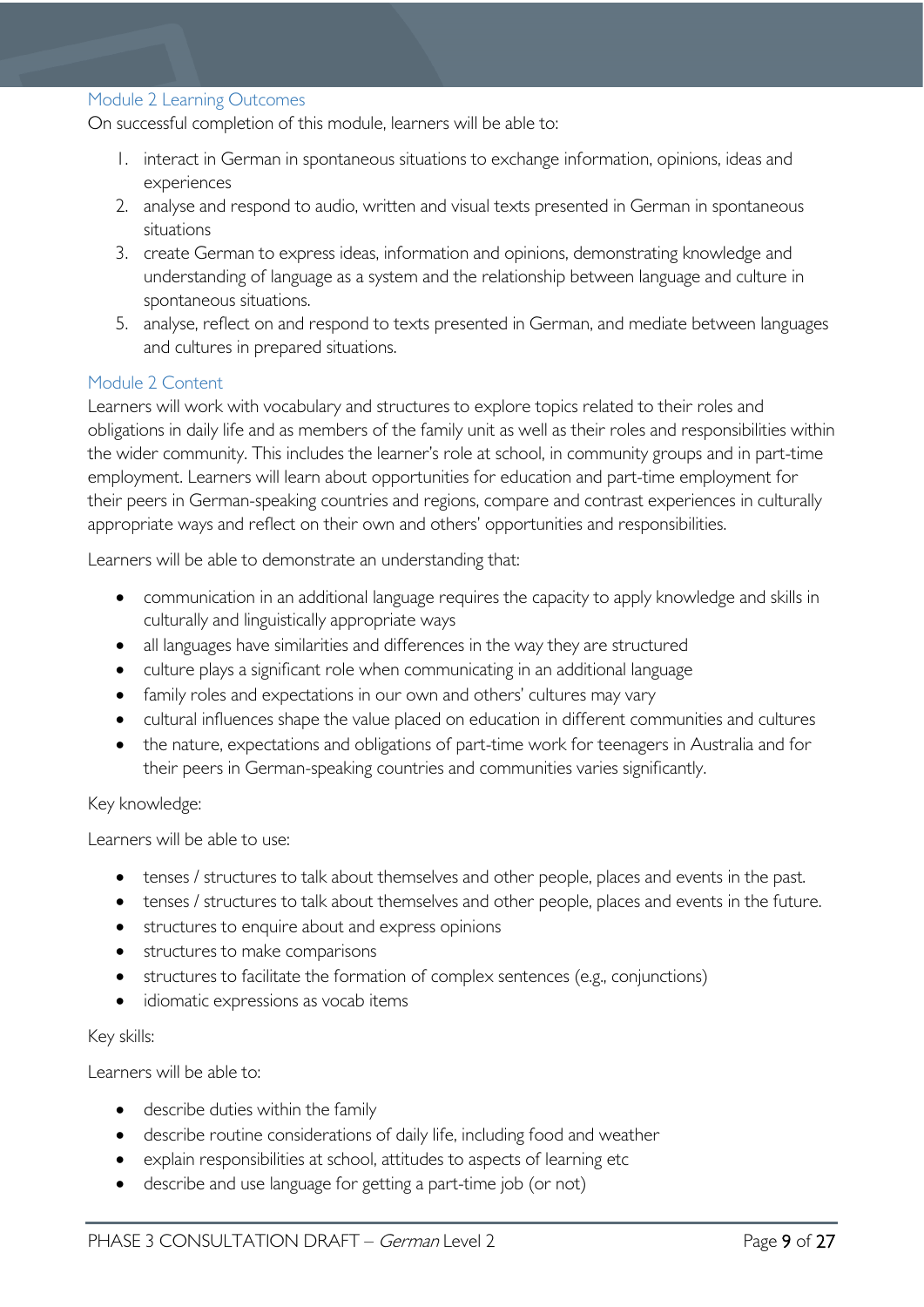### Module 2 Learning Outcomes

On successful completion of this module, learners will be able to:

1. interact in German in spontaneous situations to exchange information, opinions, ideas and experiences
2. analyse and respond to audio, written and visual texts presented in German in spontaneous situations
3. create German to express ideas, information and opinions, demonstrating knowledge and understanding of language as a system and the relationship between language and culture in spontaneous situations.
5. analyse, reflect on and respond to texts presented in German, and mediate between languages and cultures in prepared situations.

### Module 2 Content

Learners will work with vocabulary and structures to explore topics related to their roles and obligations in daily life and as members of the family unit as well as their roles and responsibilities within the wider community. This includes the learner's role at school, in community groups and in part-time employment. Learners will learn about opportunities for education and part-time employment for their peers in German-speaking countries and regions, compare and contrast experiences in culturally appropriate ways and reflect on their own and others' opportunities and responsibilities.

Learners will be able to demonstrate an understanding that:

- communication in an additional language requires the capacity to apply knowledge and skills in culturally and linguistically appropriate ways
- all languages have similarities and differences in the way they are structured
- culture plays a significant role when communicating in an additional language
- family roles and expectations in our own and others' cultures may vary
- cultural influences shape the value placed on education in different communities and cultures
- the nature, expectations and obligations of part-time work for teenagers in Australia and for their peers in German-speaking countries and communities varies significantly.

Key knowledge:

Learners will be able to use:

- tenses / structures to talk about themselves and other people, places and events in the past.
- tenses / structures to talk about themselves and other people, places and events in the future.
- structures to enquire about and express opinions
- structures to make comparisons
- structures to facilitate the formation of complex sentences (e.g., conjunctions)
- idiomatic expressions as vocab items

Key skills:

Learners will be able to:

- describe duties within the family
- describe routine considerations of daily life, including food and weather
- explain responsibilities at school, attitudes to aspects of learning etc
- describe and use language for getting a part-time job (or not)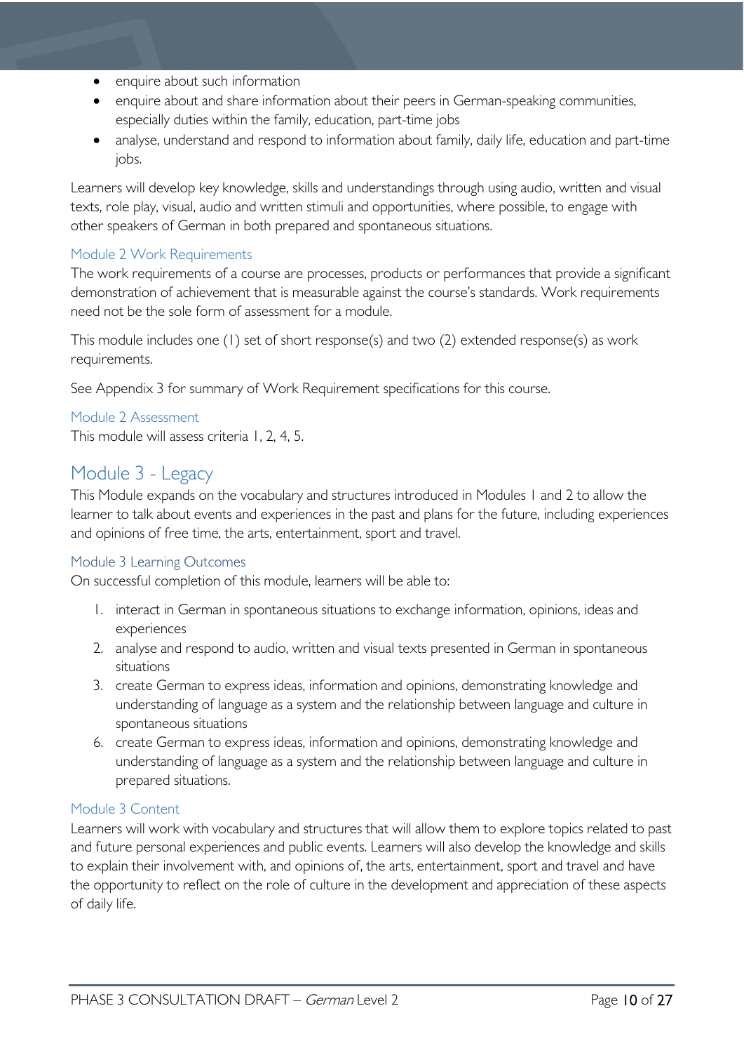- enquire about such information
- enquire about and share information about their peers in German-speaking communities, especially duties within the family, education, part-time jobs
- analyse, understand and respond to information about family, daily life, education and part-time jobs.

Learners will develop key knowledge, skills and understandings through using audio, written and visual texts, role play, visual, audio and written stimuli and opportunities, where possible, to engage with other speakers of German in both prepared and spontaneous situations.

### Module 2 Work Requirements

The work requirements of a course are processes, products or performances that provide a significant demonstration of achievement that is measurable against the course's standards. Work requirements need not be the sole form of assessment for a module.

This module includes one (1) set of short response(s) and two (2) extended response(s) as work requirements.

See Appendix 3 for summary of Work Requirement specifications for this course.

### Module 2 Assessment

This module will assess criteria 1, 2, 4, 5.

## Module 3 - Legacy

This Module expands on the vocabulary and structures introduced in Modules 1 and 2 to allow the learner to talk about events and experiences in the past and plans for the future, including experiences and opinions of free time, the arts, entertainment, sport and travel.

### Module 3 Learning Outcomes

On successful completion of this module, learners will be able to:

1. interact in German in spontaneous situations to exchange information, opinions, ideas and experiences
2. analyse and respond to audio, written and visual texts presented in German in spontaneous situations
3. create German to express ideas, information and opinions, demonstrating knowledge and understanding of language as a system and the relationship between language and culture in spontaneous situations
6. create German to express ideas, information and opinions, demonstrating knowledge and understanding of language as a system and the relationship between language and culture in prepared situations.

### Module 3 Content

Learners will work with vocabulary and structures that will allow them to explore topics related to past and future personal experiences and public events. Learners will also develop the knowledge and skills to explain their involvement with, and opinions of, the arts, entertainment, sport and travel and have the opportunity to reflect on the role of culture in the development and appreciation of these aspects of daily life.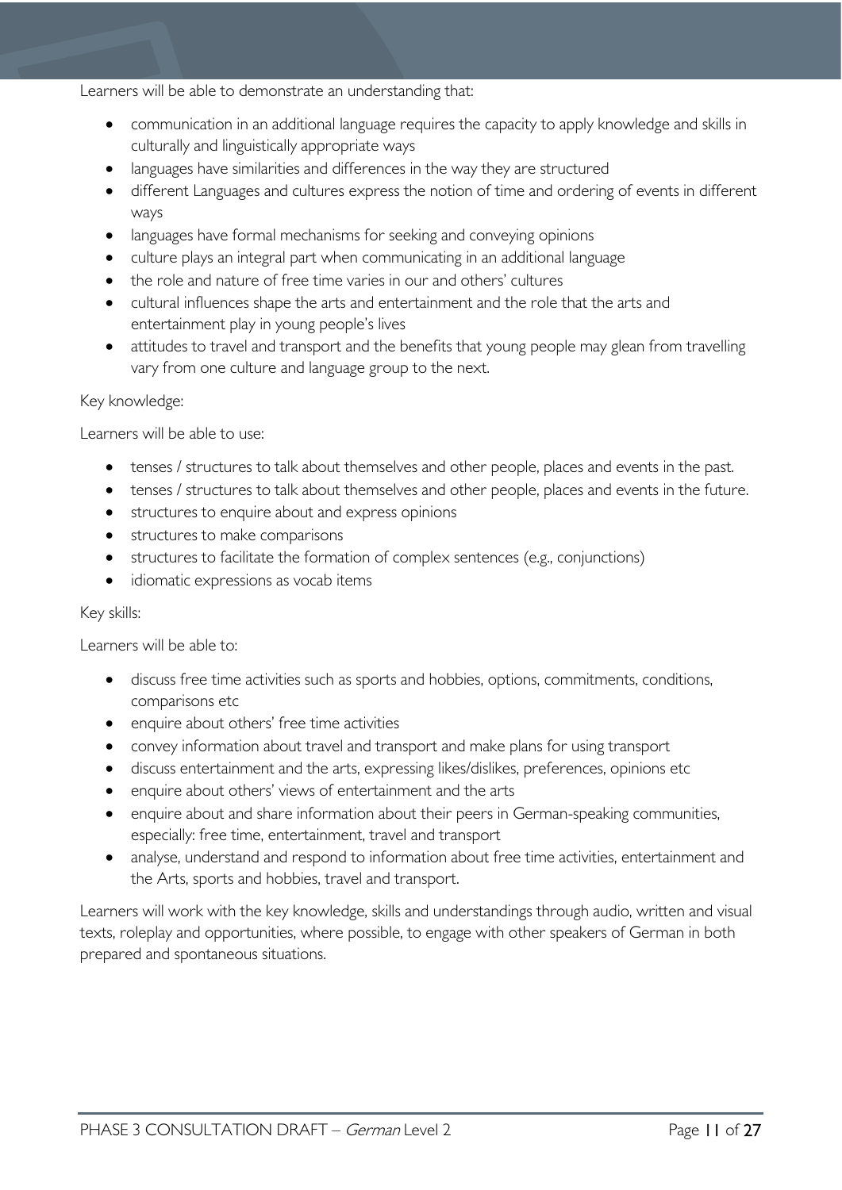Learners will be able to demonstrate an understanding that:

- communication in an additional language requires the capacity to apply knowledge and skills in culturally and linguistically appropriate ways
- languages have similarities and differences in the way they are structured
- different Languages and cultures express the notion of time and ordering of events in different ways
- languages have formal mechanisms for seeking and conveying opinions
- culture plays an integral part when communicating in an additional language
- the role and nature of free time varies in our and others' cultures
- cultural influences shape the arts and entertainment and the role that the arts and entertainment play in young people's lives
- attitudes to travel and transport and the benefits that young people may glean from travelling vary from one culture and language group to the next.

Key knowledge:

Learners will be able to use:

- tenses / structures to talk about themselves and other people, places and events in the past.
- tenses / structures to talk about themselves and other people, places and events in the future.
- structures to enquire about and express opinions
- structures to make comparisons
- structures to facilitate the formation of complex sentences (e.g., conjunctions)
- idiomatic expressions as vocab items

Key skills:

Learners will be able to:

- discuss free time activities such as sports and hobbies, options, commitments, conditions, comparisons etc
- enquire about others' free time activities
- convey information about travel and transport and make plans for using transport
- discuss entertainment and the arts, expressing likes/dislikes, preferences, opinions etc
- enquire about others' views of entertainment and the arts
- enquire about and share information about their peers in German-speaking communities, especially: free time, entertainment, travel and transport
- analyse, understand and respond to information about free time activities, entertainment and the Arts, sports and hobbies, travel and transport.

Learners will work with the key knowledge, skills and understandings through audio, written and visual texts, roleplay and opportunities, where possible, to engage with other speakers of German in both prepared and spontaneous situations.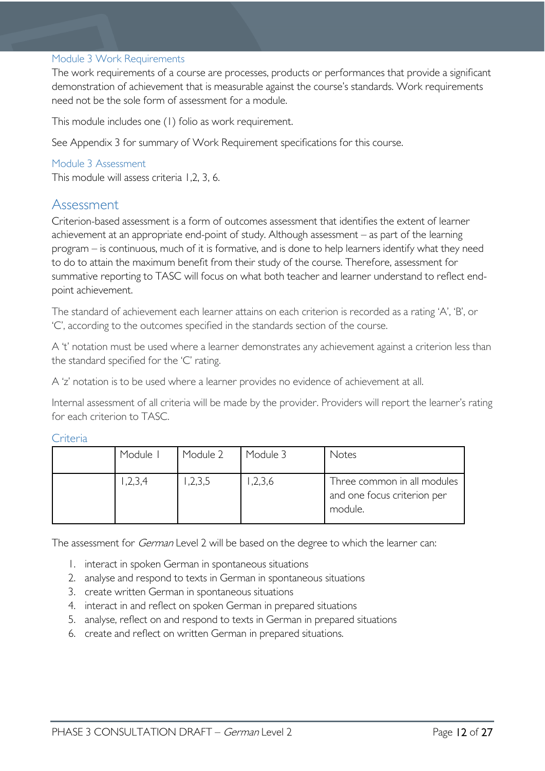### Module 3 Work Requirements

The work requirements of a course are processes, products or performances that provide a significant demonstration of achievement that is measurable against the course's standards. Work requirements need not be the sole form of assessment for a module.

This module includes one (1) folio as work requirement.

See Appendix 3 for summary of Work Requirement specifications for this course.

### Module 3 Assessment

This module will assess criteria 1,2, 3, 6.

## Assessment

Criterion-based assessment is a form of outcomes assessment that identifies the extent of learner achievement at an appropriate end-point of study. Although assessment – as part of the learning program – is continuous, much of it is formative, and is done to help learners identify what they need to do to attain the maximum benefit from their study of the course. Therefore, assessment for summative reporting to TASC will focus on what both teacher and learner understand to reflect end-point achievement.

The standard of achievement each learner attains on each criterion is recorded as a rating 'A', 'B', or 'C', according to the outcomes specified in the standards section of the course.

A 't' notation must be used where a learner demonstrates any achievement against a criterion less than the standard specified for the 'C' rating.

A 'z' notation is to be used where a learner provides no evidence of achievement at all.

Internal assessment of all criteria will be made by the provider. Providers will report the learner's rating for each criterion to TASC.

### Criteria

| | Module 1 | Module 2 | Module 3 | Notes |
|---|---|---|---|---|
| | 1,2,3,4 | 1,2,3,5 | 1,2,3,6 | Three common in all modules and one focus criterion per module. |

The assessment for *German* Level 2 will be based on the degree to which the learner can:

1. interact in spoken German in spontaneous situations
2. analyse and respond to texts in German in spontaneous situations
3. create written German in spontaneous situations
4. interact in and reflect on spoken German in prepared situations
5. analyse, reflect on and respond to texts in German in prepared situations
6. create and reflect on written German in prepared situations.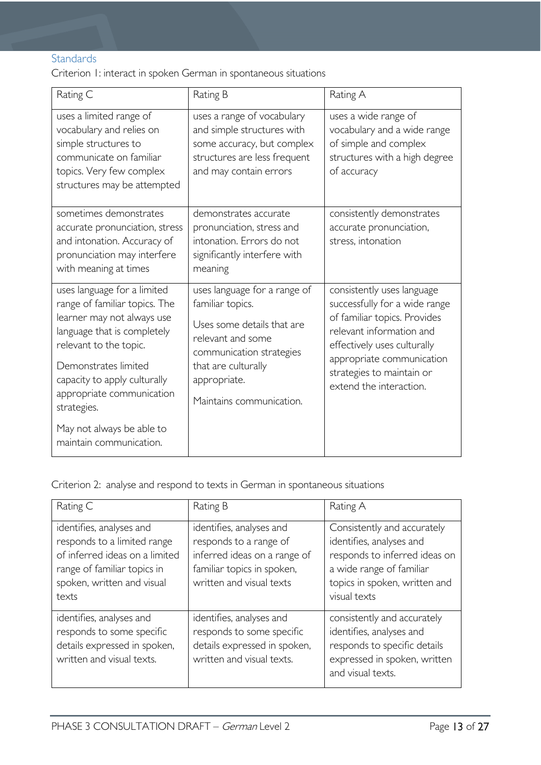### Standards

Criterion 1: interact in spoken German in spontaneous situations

| Rating C | Rating B | Rating A |
|---|---|---|
| uses a limited range of vocabulary and relies on simple structures to communicate on familiar topics. Very few complex structures may be attempted | uses a range of vocabulary and simple structures with some accuracy, but complex structures are less frequent and may contain errors | uses a wide range of vocabulary and a wide range of simple and complex structures with a high degree of accuracy |
| sometimes demonstrates accurate pronunciation, stress and intonation. Accuracy of pronunciation may interfere with meaning at times | demonstrates accurate pronunciation, stress and intonation. Errors do not significantly interfere with meaning | consistently demonstrates accurate pronunciation, stress, intonation |
| uses language for a limited range of familiar topics. The learner may not always use language that is completely relevant to the topic. Demonstrates limited capacity to apply culturally appropriate communication strategies. May not always be able to maintain communication. | uses language for a range of familiar topics. Uses some details that are relevant and some communication strategies that are culturally appropriate. Maintains communication. | consistently uses language successfully for a wide range of familiar topics. Provides relevant information and effectively uses culturally appropriate communication strategies to maintain or extend the interaction. |

Criterion 2: analyse and respond to texts in German in spontaneous situations

| Rating C | Rating B | Rating A |
|---|---|---|
| identifies, analyses and responds to a limited range of inferred ideas on a limited range of familiar topics in spoken, written and visual texts | identifies, analyses and responds to a range of inferred ideas on a range of familiar topics in spoken, written and visual texts | Consistently and accurately identifies, analyses and responds to inferred ideas on a wide range of familiar topics in spoken, written and visual texts |
| identifies, analyses and responds to some specific details expressed in spoken, written and visual texts. | identifies, analyses and responds to some specific details expressed in spoken, written and visual texts. | consistently and accurately identifies, analyses and responds to specific details expressed in spoken, written and visual texts. |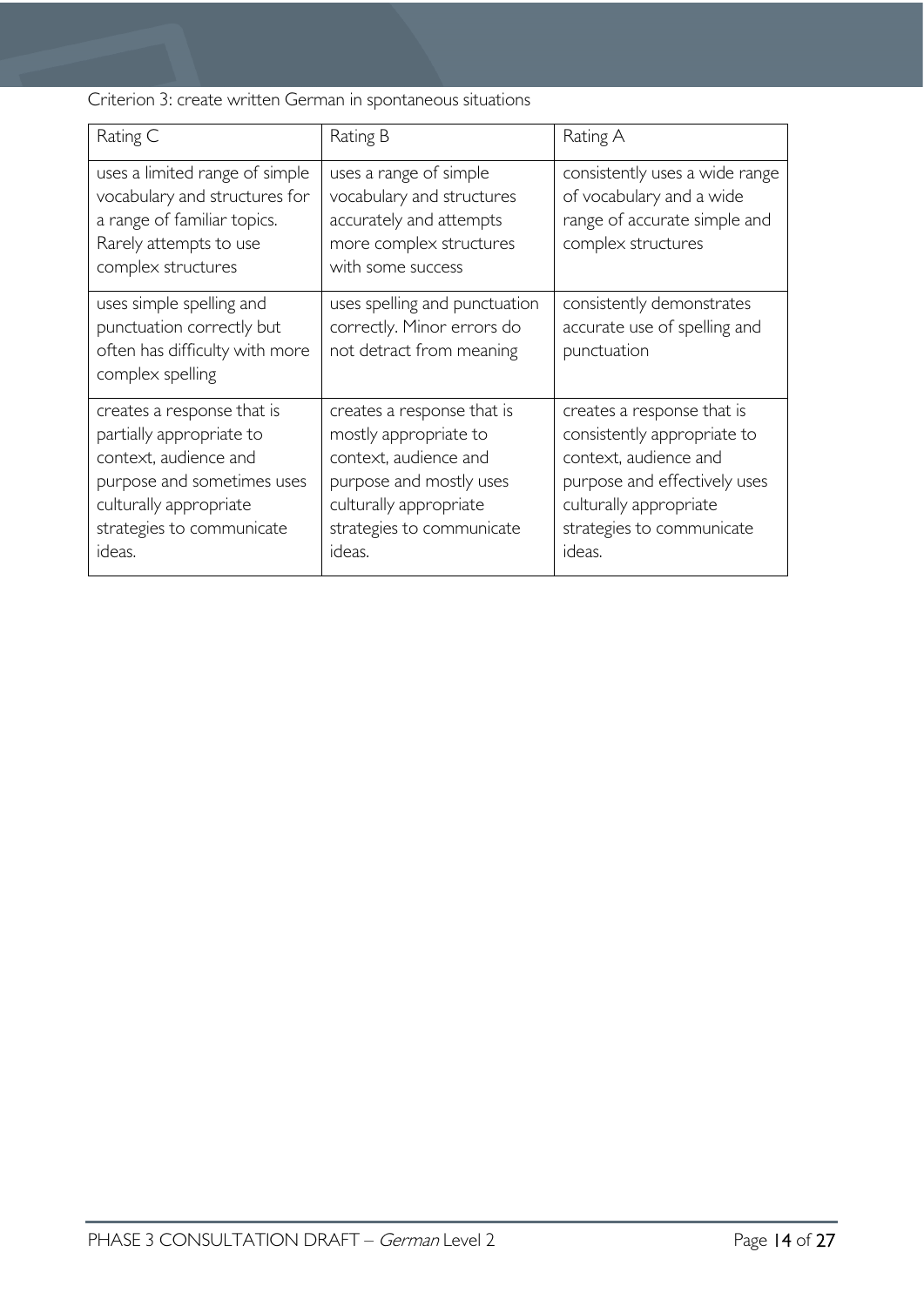Criterion 3: create written German in spontaneous situations

| Rating C | Rating B | Rating A |
|---|---|---|
| uses a limited range of simple vocabulary and structures for a range of familiar topics. Rarely attempts to use complex structures | uses a range of simple vocabulary and structures accurately and attempts more complex structures with some success | consistently uses a wide range of vocabulary and a wide range of accurate simple and complex structures |
| uses simple spelling and punctuation correctly but often has difficulty with more complex spelling | uses spelling and punctuation correctly. Minor errors do not detract from meaning | consistently demonstrates accurate use of spelling and punctuation |
| creates a response that is partially appropriate to context, audience and purpose and sometimes uses culturally appropriate strategies to communicate ideas. | creates a response that is mostly appropriate to context, audience and purpose and mostly uses culturally appropriate strategies to communicate ideas. | creates a response that is consistently appropriate to context, audience and purpose and effectively uses culturally appropriate strategies to communicate ideas. |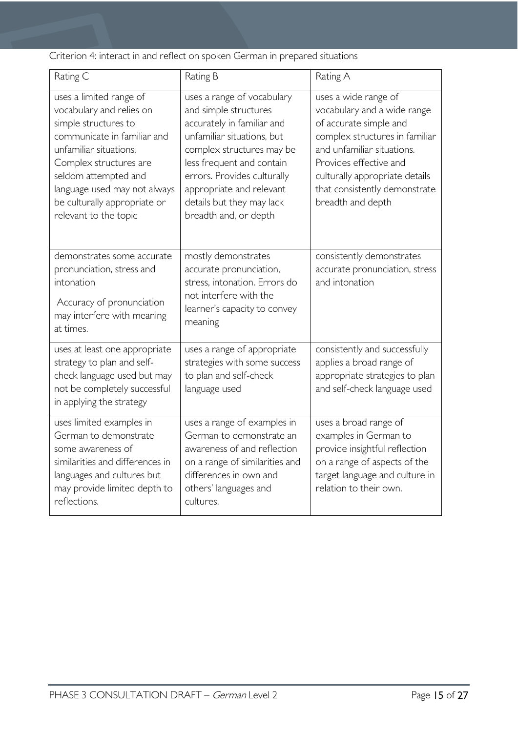Criterion 4: interact in and reflect on spoken German in prepared situations

| Rating C | Rating B | Rating A |
| --- | --- | --- |
| uses a limited range of vocabulary and relies on simple structures to communicate in familiar and unfamiliar situations. Complex structures are seldom attempted and language used may not always be culturally appropriate or relevant to the topic | uses a range of vocabulary and simple structures accurately in familiar and unfamiliar situations, but complex structures may be less frequent and contain errors. Provides culturally appropriate and relevant details but they may lack breadth and, or depth | uses a wide range of vocabulary and a wide range of accurate simple and complex structures in familiar and unfamiliar situations. Provides effective and culturally appropriate details that consistently demonstrate breadth and depth |
| demonstrates some accurate pronunciation, stress and intonation<br><br>Accuracy of pronunciation may interfere with meaning at times. | mostly demonstrates accurate pronunciation, stress, intonation. Errors do not interfere with the learner's capacity to convey meaning | consistently demonstrates accurate pronunciation, stress and intonation |
| uses at least one appropriate strategy to plan and self-check language used but may not be completely successful in applying the strategy | uses a range of appropriate strategies with some success to plan and self-check language used | consistently and successfully applies a broad range of appropriate strategies to plan and self-check language used |
| uses limited examples in German to demonstrate some awareness of similarities and differences in languages and cultures but may provide limited depth to reflections. | uses a range of examples in German to demonstrate an awareness of and reflection on a range of similarities and differences in own and others' languages and cultures. | uses a broad range of examples in German to provide insightful reflection on a range of aspects of the target language and culture in relation to their own. |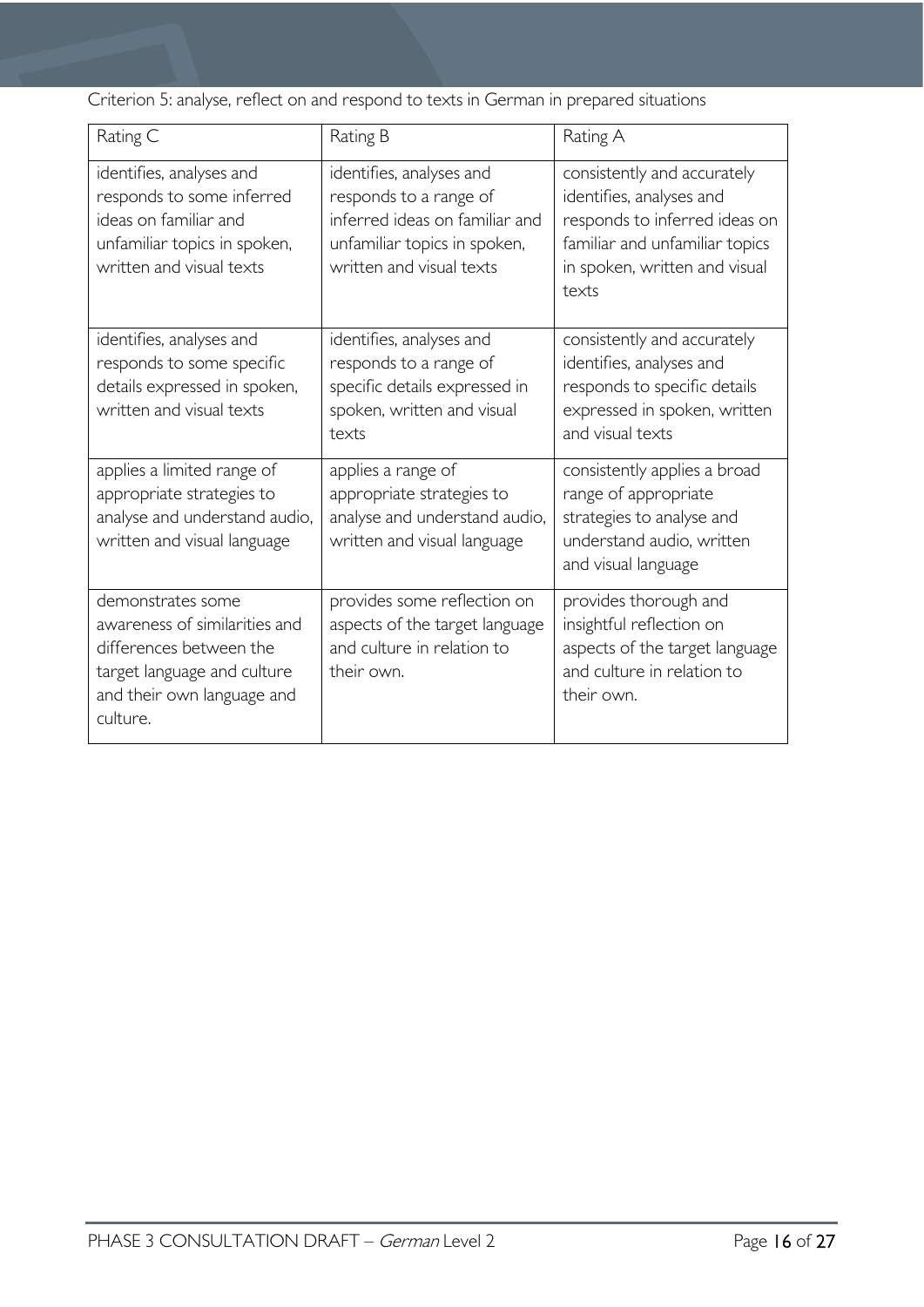Criterion 5: analyse, reflect on and respond to texts in German in prepared situations

| Rating C | Rating B | Rating A |
|---|---|---|
| identifies, analyses and responds to some inferred ideas on familiar and unfamiliar topics in spoken, written and visual texts | identifies, analyses and responds to a range of inferred ideas on familiar and unfamiliar topics in spoken, written and visual texts | consistently and accurately identifies, analyses and responds to inferred ideas on familiar and unfamiliar topics in spoken, written and visual texts |
| identifies, analyses and responds to some specific details expressed in spoken, written and visual texts | identifies, analyses and responds to a range of specific details expressed in spoken, written and visual texts | consistently and accurately identifies, analyses and responds to specific details expressed in spoken, written and visual texts |
| applies a limited range of appropriate strategies to analyse and understand audio, written and visual language | applies a range of appropriate strategies to analyse and understand audio, written and visual language | consistently applies a broad range of appropriate strategies to analyse and understand audio, written and visual language |
| demonstrates some awareness of similarities and differences between the target language and culture and their own language and culture. | provides some reflection on aspects of the target language and culture in relation to their own. | provides thorough and insightful reflection on aspects of the target language and culture in relation to their own. |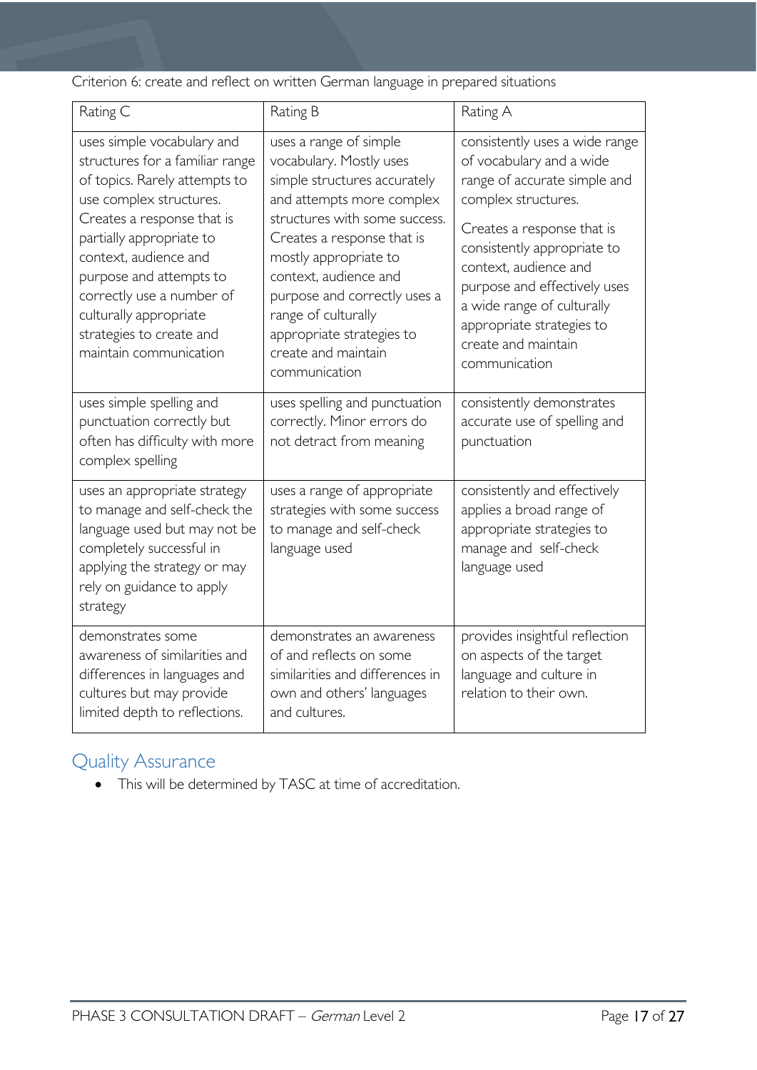Criterion 6: create and reflect on written German language in prepared situations

| Rating C | Rating B | Rating A |
| --- | --- | --- |
| uses simple vocabulary and structures for a familiar range of topics. Rarely attempts to use complex structures. Creates a response that is partially appropriate to context, audience and purpose and attempts to correctly use a number of culturally appropriate strategies to create and maintain communication | uses a range of simple vocabulary. Mostly uses simple structures accurately and attempts more complex structures with some success. Creates a response that is mostly appropriate to context, audience and purpose and correctly uses a range of culturally appropriate strategies to create and maintain communication | consistently uses a wide range of vocabulary and a wide range of accurate simple and complex structures. Creates a response that is consistently appropriate to context, audience and purpose and effectively uses a wide range of culturally appropriate strategies to create and maintain communication |
| uses simple spelling and punctuation correctly but often has difficulty with more complex spelling | uses spelling and punctuation correctly. Minor errors do not detract from meaning | consistently demonstrates accurate use of spelling and punctuation |
| uses an appropriate strategy to manage and self-check the language used but may not be completely successful in applying the strategy or may rely on guidance to apply strategy | uses a range of appropriate strategies with some success to manage and self-check language used | consistently and effectively applies a broad range of appropriate strategies to manage and self-check language used |
| demonstrates some awareness of similarities and differences in languages and cultures but may provide limited depth to reflections. | demonstrates an awareness of and reflects on some similarities and differences in own and others' languages and cultures. | provides insightful reflection on aspects of the target language and culture in relation to their own. |

## Quality Assurance

- This will be determined by TASC at time of accreditation.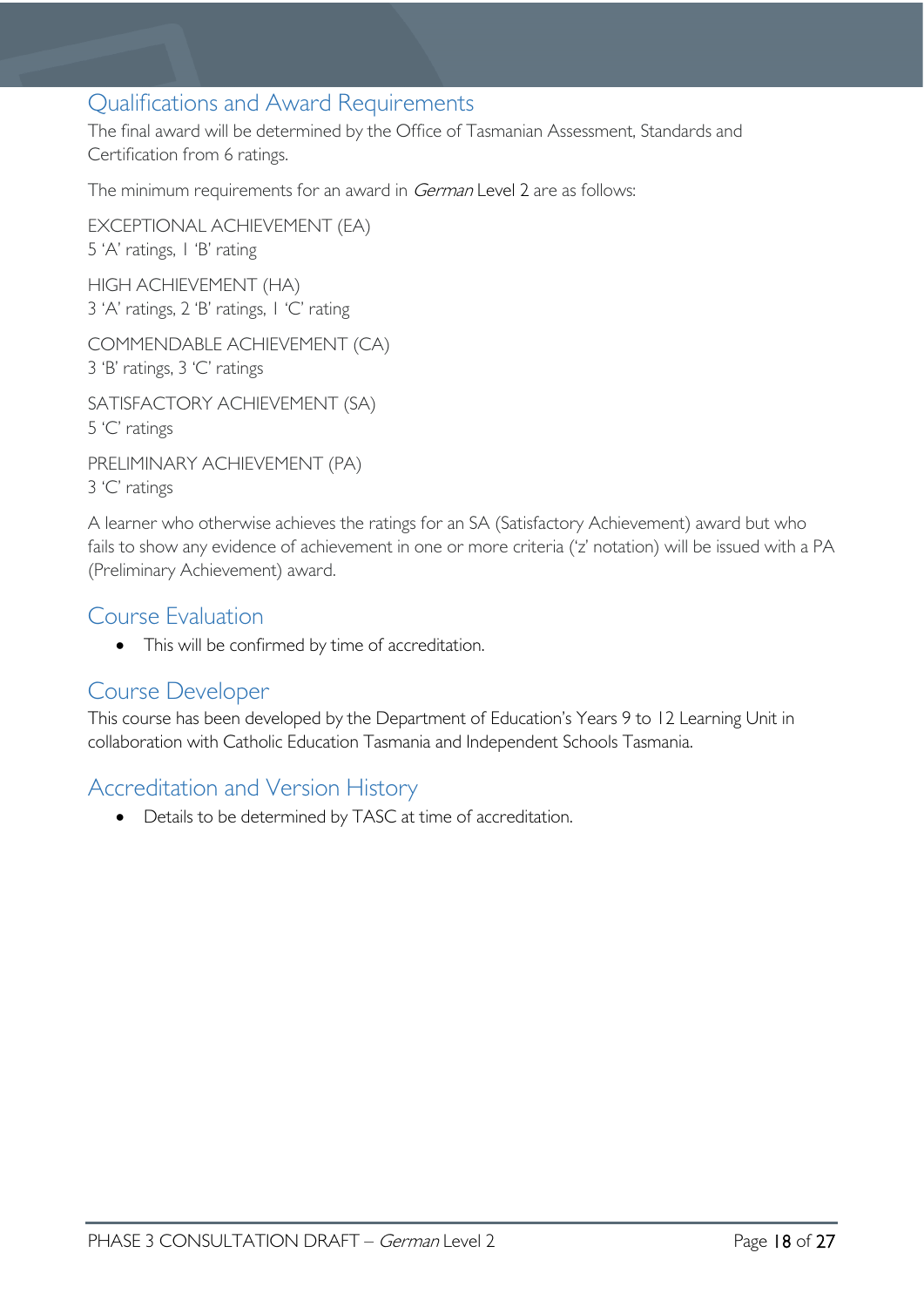## Qualifications and Award Requirements

The final award will be determined by the Office of Tasmanian Assessment, Standards and Certification from 6 ratings.

The minimum requirements for an award in *German* Level 2 are as follows:

EXCEPTIONAL ACHIEVEMENT (EA)
5 'A' ratings, 1 'B' rating

HIGH ACHIEVEMENT (HA)
3 'A' ratings, 2 'B' ratings, 1 'C' rating

COMMENDABLE ACHIEVEMENT (CA)
3 'B' ratings, 3 'C' ratings

SATISFACTORY ACHIEVEMENT (SA)
5 'C' ratings

PRELIMINARY ACHIEVEMENT (PA)
3 'C' ratings

A learner who otherwise achieves the ratings for an SA (Satisfactory Achievement) award but who fails to show any evidence of achievement in one or more criteria ('z' notation) will be issued with a PA (Preliminary Achievement) award.

## Course Evaluation

- This will be confirmed by time of accreditation.

## Course Developer

This course has been developed by the Department of Education's Years 9 to 12 Learning Unit in collaboration with Catholic Education Tasmania and Independent Schools Tasmania.

## Accreditation and Version History

- Details to be determined by TASC at time of accreditation.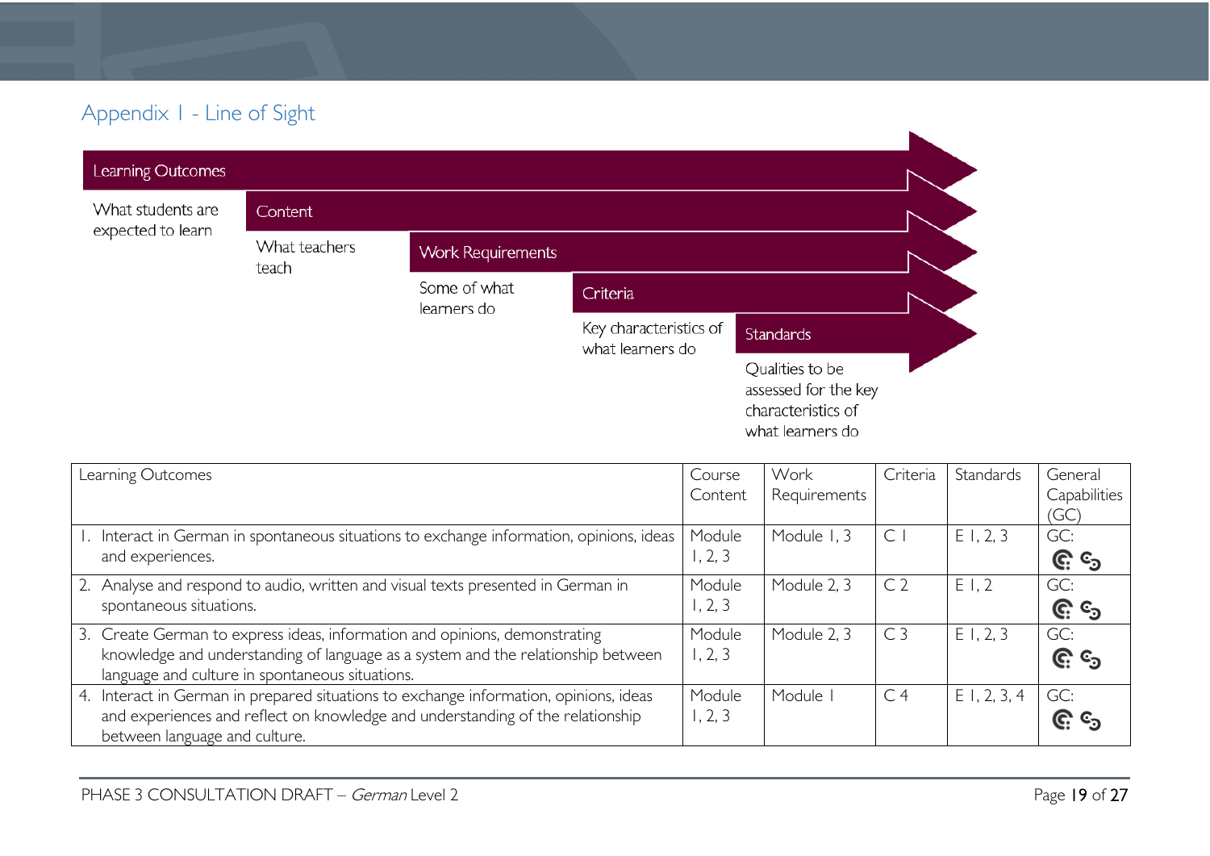## Appendix 1 - Line of Sight

**Learning Outcomes**
What students are expected to learn

**Content**
What teachers teach

**Work Requirements**
Some of what learners do

**Criteria**
Key characteristics of what learners do

**Standards**
Qualities to be assessed for the key characteristics of what learners do

| Learning Outcomes | Course Content | Work Requirements | Criteria | Standards | General Capabilities (GC) |
|---|---|---|---|---|---|
| 1. Interact in German in spontaneous situations to exchange information, opinions, ideas and experiences. | Module 1, 2, 3 | Module 1, 3 | C 1 | E 1, 2, 3 | GC: |
| 2. Analyse and respond to audio, written and visual texts presented in German in spontaneous situations. | Module 1, 2, 3 | Module 2, 3 | C 2 | E 1, 2 | GC: |
| 3. Create German to express ideas, information and opinions, demonstrating knowledge and understanding of language as a system and the relationship between language and culture in spontaneous situations. | Module 1, 2, 3 | Module 2, 3 | C 3 | E 1, 2, 3 | GC: |
| 4. Interact in German in prepared situations to exchange information, opinions, ideas and experiences and reflect on knowledge and understanding of the relationship between language and culture. | Module 1, 2, 3 | Module 1 | C 4 | E 1, 2, 3, 4 | GC: |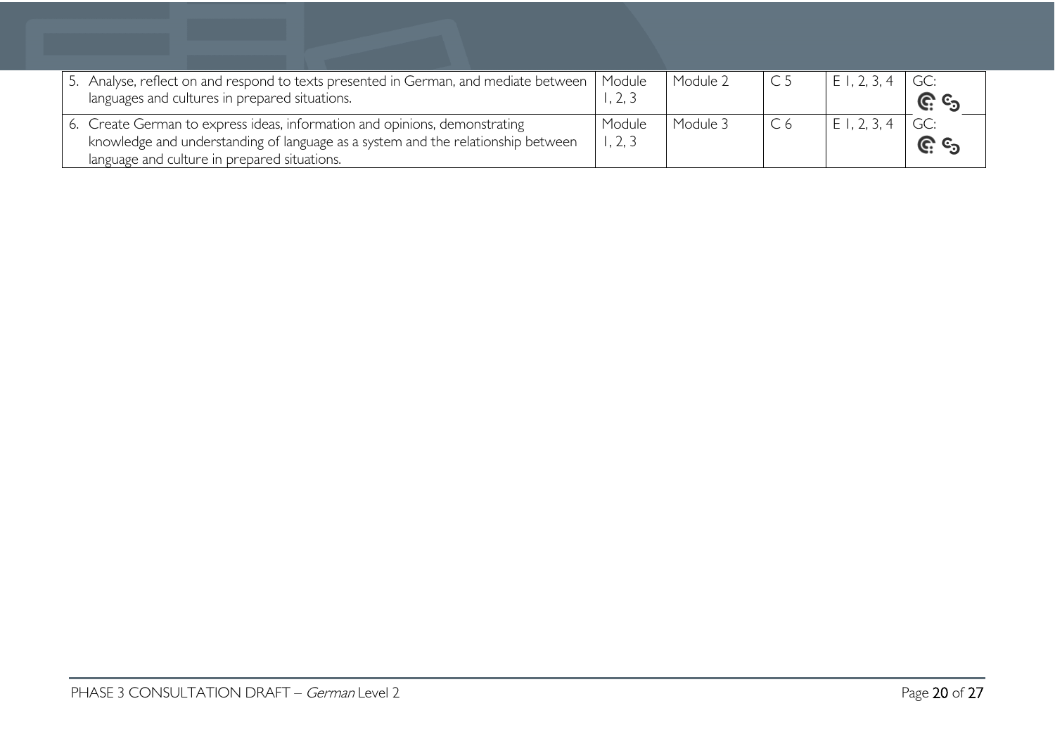| | | | | | |
|---|---|---|---|---|---|
| 5. Analyse, reflect on and respond to texts presented in German, and mediate between languages and cultures in prepared situations. | Module 1, 2, 3 | Module 2 | C 5 | E 1, 2, 3, 4 | GC: |
| 6. Create German to express ideas, information and opinions, demonstrating knowledge and understanding of language as a system and the relationship between language and culture in prepared situations. | Module 1, 2, 3 | Module 3 | C 6 | E 1, 2, 3, 4 | GC: |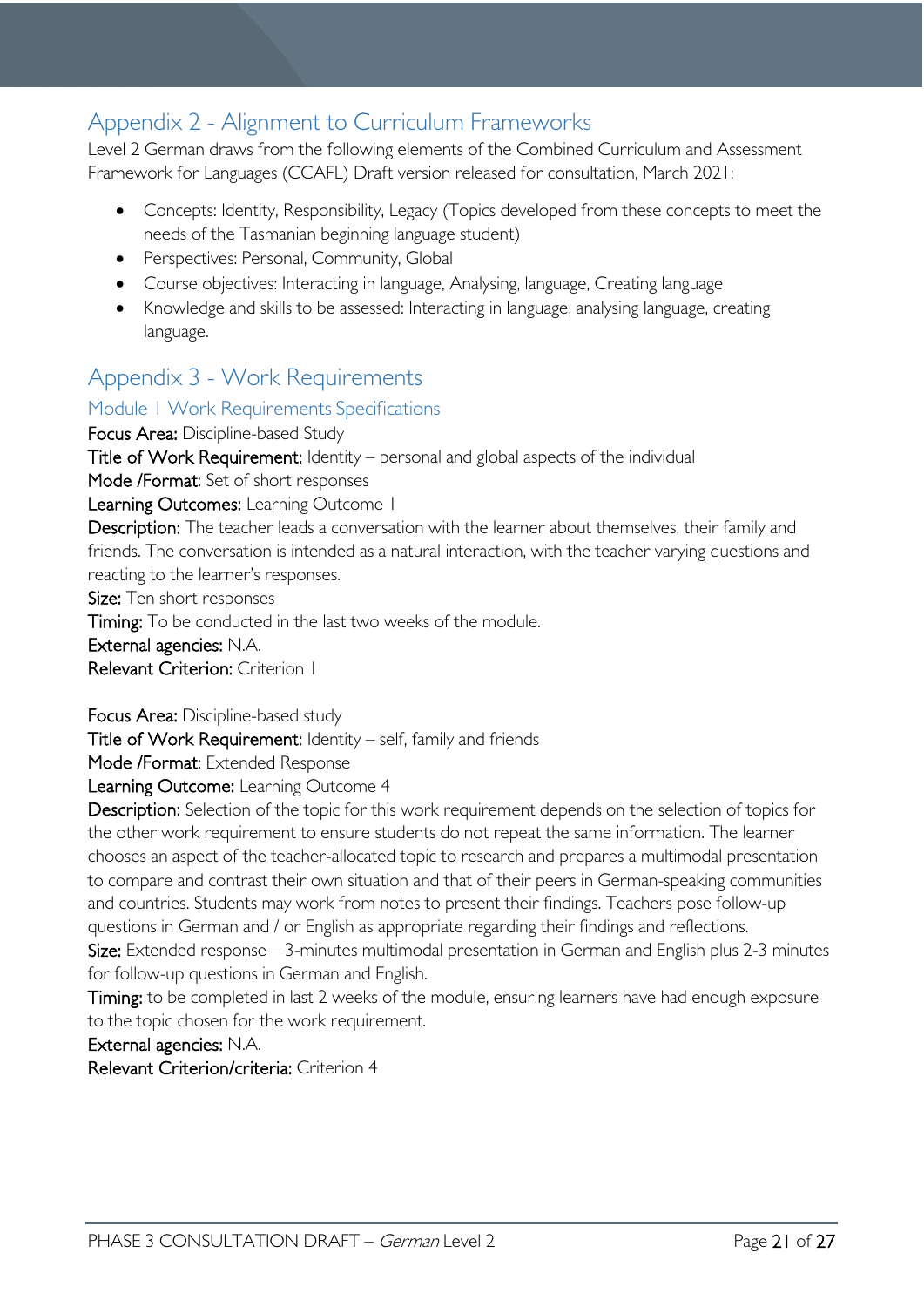## Appendix 2 - Alignment to Curriculum Frameworks

Level 2 German draws from the following elements of the Combined Curriculum and Assessment Framework for Languages (CCAFL) Draft version released for consultation, March 2021:

- Concepts: Identity, Responsibility, Legacy (Topics developed from these concepts to meet the needs of the Tasmanian beginning language student)
- Perspectives: Personal, Community, Global
- Course objectives: Interacting in language, Analysing, language, Creating language
- Knowledge and skills to be assessed: Interacting in language, analysing language, creating language.

## Appendix 3 - Work Requirements

### Module 1 Work Requirements Specifications

**Focus Area:** Discipline-based Study

**Title of Work Requirement:** Identity – personal and global aspects of the individual

**Mode /Format**: Set of short responses

**Learning Outcomes:** Learning Outcome 1

**Description:** The teacher leads a conversation with the learner about themselves, their family and friends. The conversation is intended as a natural interaction, with the teacher varying questions and reacting to the learner's responses.

**Size:** Ten short responses

**Timing:** To be conducted in the last two weeks of the module.

**External agencies:** N.A.

**Relevant Criterion:** Criterion 1

**Focus Area:** Discipline-based study

**Title of Work Requirement:** Identity – self, family and friends

**Mode /Format**: Extended Response

**Learning Outcome:** Learning Outcome 4

**Description:** Selection of the topic for this work requirement depends on the selection of topics for the other work requirement to ensure students do not repeat the same information. The learner chooses an aspect of the teacher-allocated topic to research and prepares a multimodal presentation to compare and contrast their own situation and that of their peers in German-speaking communities and countries. Students may work from notes to present their findings. Teachers pose follow-up questions in German and / or English as appropriate regarding their findings and reflections.

**Size:** Extended response – 3-minutes multimodal presentation in German and English plus 2-3 minutes for follow-up questions in German and English.

**Timing:** to be completed in last 2 weeks of the module, ensuring learners have had enough exposure to the topic chosen for the work requirement.

**External agencies:** N.A.

**Relevant Criterion/criteria:** Criterion 4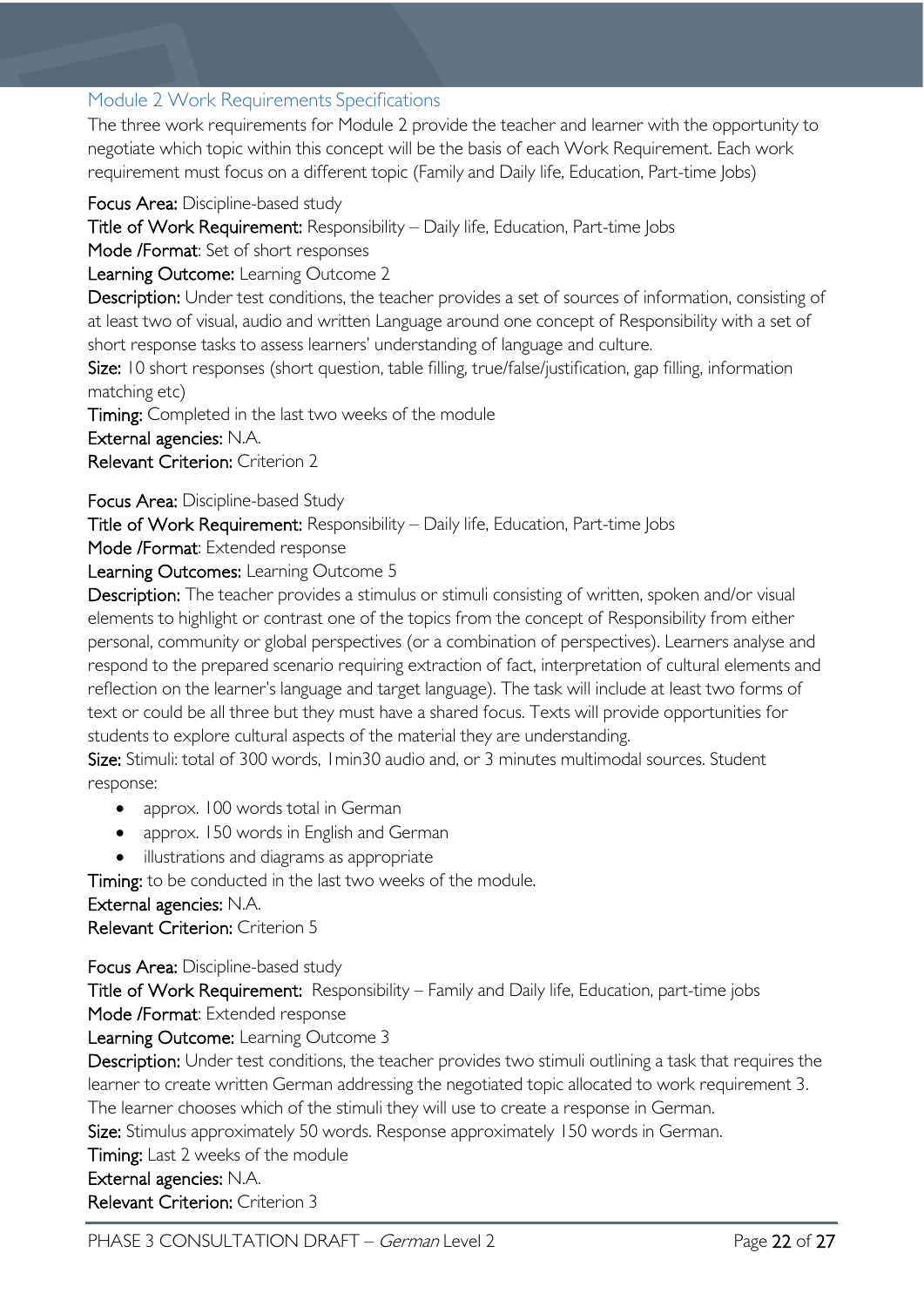### Module 2 Work Requirements Specifications

The three work requirements for Module 2 provide the teacher and learner with the opportunity to negotiate which topic within this concept will be the basis of each Work Requirement. Each work requirement must focus on a different topic (Family and Daily life, Education, Part-time Jobs)

**Focus Area:** Discipline-based study

**Title of Work Requirement:** Responsibility – Daily life, Education, Part-time Jobs

**Mode /Format**: Set of short responses

**Learning Outcome:** Learning Outcome 2

**Description:** Under test conditions, the teacher provides a set of sources of information, consisting of at least two of visual, audio and written Language around one concept of Responsibility with a set of short response tasks to assess learners' understanding of language and culture.

**Size:** 10 short responses (short question, table filling, true/false/justification, gap filling, information matching etc)

**Timing:** Completed in the last two weeks of the module

**External agencies:** N.A.

**Relevant Criterion:** Criterion 2

**Focus Area:** Discipline-based Study

**Title of Work Requirement:** Responsibility – Daily life, Education, Part-time Jobs

**Mode /Format**: Extended response

**Learning Outcomes:** Learning Outcome 5

**Description:** The teacher provides a stimulus or stimuli consisting of written, spoken and/or visual elements to highlight or contrast one of the topics from the concept of Responsibility from either personal, community or global perspectives (or a combination of perspectives). Learners analyse and respond to the prepared scenario requiring extraction of fact, interpretation of cultural elements and reflection on the learner's language and target language). The task will include at least two forms of text or could be all three but they must have a shared focus. Texts will provide opportunities for students to explore cultural aspects of the material they are understanding.

**Size:** Stimuli: total of 300 words, 1min30 audio and, or 3 minutes multimodal sources. Student response:

- approx. 100 words total in German
- approx. 150 words in English and German
- illustrations and diagrams as appropriate

**Timing:** to be conducted in the last two weeks of the module.

**External agencies:** N.A.

**Relevant Criterion:** Criterion 5

**Focus Area:** Discipline-based study

**Title of Work Requirement:** Responsibility – Family and Daily life, Education, part-time jobs

**Mode /Format**: Extended response

**Learning Outcome:** Learning Outcome 3

**Description:** Under test conditions, the teacher provides two stimuli outlining a task that requires the learner to create written German addressing the negotiated topic allocated to work requirement 3. The learner chooses which of the stimuli they will use to create a response in German.

**Size:** Stimulus approximately 50 words. Response approximately 150 words in German.

**Timing:** Last 2 weeks of the module

**External agencies:** N.A.

**Relevant Criterion:** Criterion 3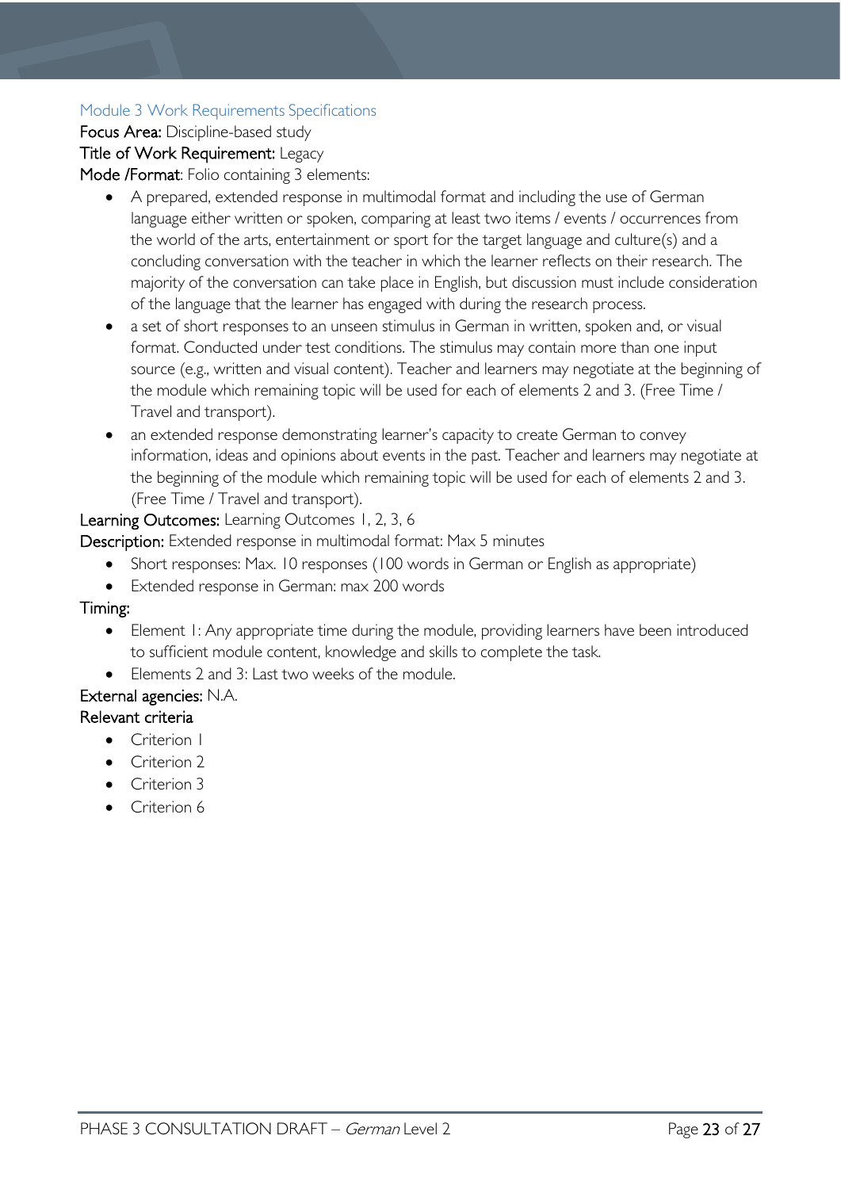### Module 3 Work Requirements Specifications

**Focus Area:** Discipline-based study

**Title of Work Requirement:** Legacy

**Mode /Format**: Folio containing 3 elements:

- A prepared, extended response in multimodal format and including the use of German language either written or spoken, comparing at least two items / events / occurrences from the world of the arts, entertainment or sport for the target language and culture(s) and a concluding conversation with the teacher in which the learner reflects on their research. The majority of the conversation can take place in English, but discussion must include consideration of the language that the learner has engaged with during the research process.
- a set of short responses to an unseen stimulus in German in written, spoken and, or visual format. Conducted under test conditions. The stimulus may contain more than one input source (e.g., written and visual content). Teacher and learners may negotiate at the beginning of the module which remaining topic will be used for each of elements 2 and 3. (Free Time / Travel and transport).
- an extended response demonstrating learner's capacity to create German to convey information, ideas and opinions about events in the past. Teacher and learners may negotiate at the beginning of the module which remaining topic will be used for each of elements 2 and 3. (Free Time / Travel and transport).

**Learning Outcomes:** Learning Outcomes 1, 2, 3, 6

**Description:** Extended response in multimodal format: Max 5 minutes

- Short responses: Max. 10 responses (100 words in German or English as appropriate)
- Extended response in German: max 200 words

**Timing:**

- Element 1: Any appropriate time during the module, providing learners have been introduced to sufficient module content, knowledge and skills to complete the task.
- Elements 2 and 3: Last two weeks of the module.

**External agencies:** N.A.

**Relevant criteria**

- Criterion 1
- Criterion 2
- Criterion 3
- Criterion 6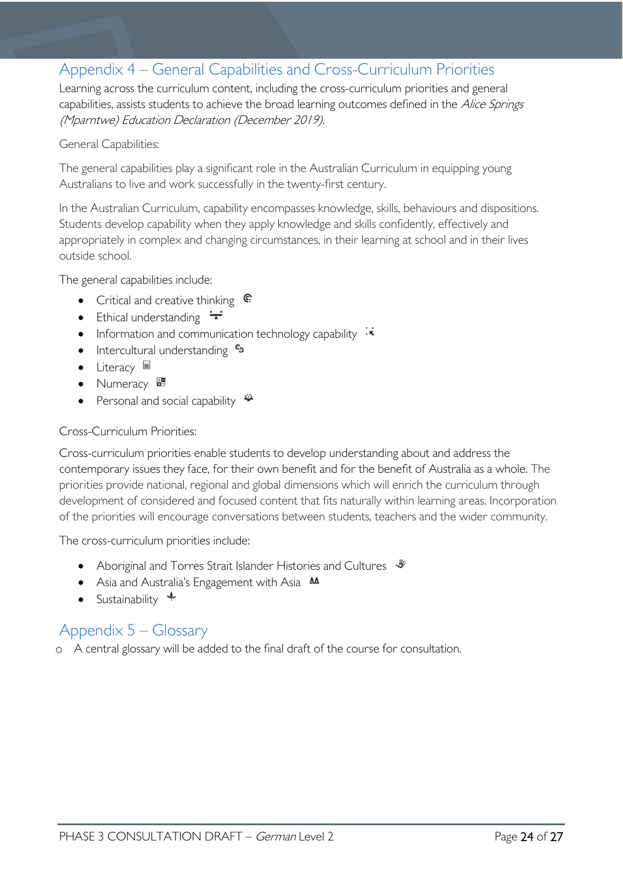## Appendix 4 – General Capabilities and Cross-Curriculum Priorities

Learning across the curriculum content, including the cross-curriculum priorities and general capabilities, assists students to achieve the broad learning outcomes defined in the *Alice Springs (Mparntwe) Education Declaration (December 2019).*

General Capabilities:

The general capabilities play a significant role in the Australian Curriculum in equipping young Australians to live and work successfully in the twenty-first century.

In the Australian Curriculum, capability encompasses knowledge, skills, behaviours and dispositions. Students develop capability when they apply knowledge and skills confidently, effectively and appropriately in complex and changing circumstances, in their learning at school and in their lives outside school.

The general capabilities include:

- Critical and creative thinking
- Ethical understanding
- Information and communication technology capability
- Intercultural understanding
- Literacy
- Numeracy
- Personal and social capability

Cross-Curriculum Priorities:

Cross-curriculum priorities enable students to develop understanding about and address the contemporary issues they face, for their own benefit and for the benefit of Australia as a whole. The priorities provide national, regional and global dimensions which will enrich the curriculum through development of considered and focused content that fits naturally within learning areas. Incorporation of the priorities will encourage conversations between students, teachers and the wider community.

The cross-curriculum priorities include:

- Aboriginal and Torres Strait Islander Histories and Cultures
- Asia and Australia's Engagement with Asia
- Sustainability

## Appendix 5 – Glossary

- A central glossary will be added to the final draft of the course for consultation.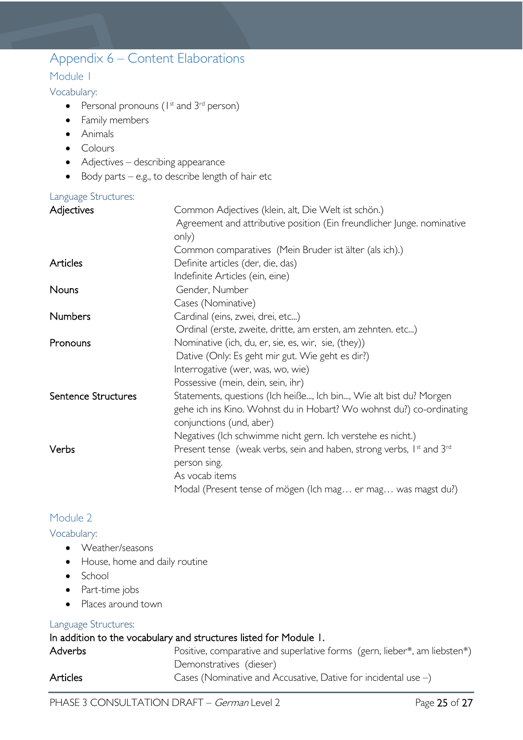# Appendix 6 – Content Elaborations

## Module 1

### Vocabulary:

- Personal pronouns (1st and 3rd person)
- Family members
- Animals
- Colours
- Adjectives – describing appearance
- Body parts – e.g., to describe length of hair etc

### Language Structures:

| | |
|---|---|
| Adjectives | Common Adjectives (klein, alt, Die Welt ist schön.)<br>Agreement and attributive position (Ein freundlicher Junge. nominative only)<br>Common comparatives (Mein Bruder ist älter (als ich).) |
| Articles | Definite articles (der, die, das)<br>Indefinite Articles (ein, eine) |
| Nouns | Gender, Number<br>Cases (Nominative) |
| Numbers | Cardinal (eins, zwei, drei, etc...)<br>Ordinal (erste, zweite, dritte, am ersten, am zehnten. etc...) |
| Pronouns | Nominative (ich, du, er, sie, es, wir, sie, (they))<br>Dative (Only: Es geht mir gut. Wie geht es dir?)<br>Interrogative (wer, was, wo, wie)<br>Possessive (mein, dein, sein, ihr) |
| Sentence Structures | Statements, questions (Ich heiße..., Ich bin..., Wie alt bist du? Morgen gehe ich ins Kino. Wohnst du in Hobart? Wo wohnst du?) co-ordinating conjunctions (und, aber)<br>Negatives (Ich schwimme nicht gern. Ich verstehe es nicht.) |
| Verbs | Present tense (weak verbs, sein and haben, strong verbs, 1st and 3rd person sing.<br>As vocab items<br>Modal (Present tense of mögen (Ich mag… er mag… was magst du?) |

## Module 2

### Vocabulary:

- Weather/seasons
- House, home and daily routine
- School
- Part-time jobs
- Places around town

### Language Structures:

In addition to the vocabulary and structures listed for Module 1.

| | |
|---|---|
| Adverbs | Positive, comparative and superlative forms (gern, lieber*, am liebsten*)<br>Demonstratives (dieser) |
| Articles | Cases (Nominative and Accusative, Dative for incidental use –) |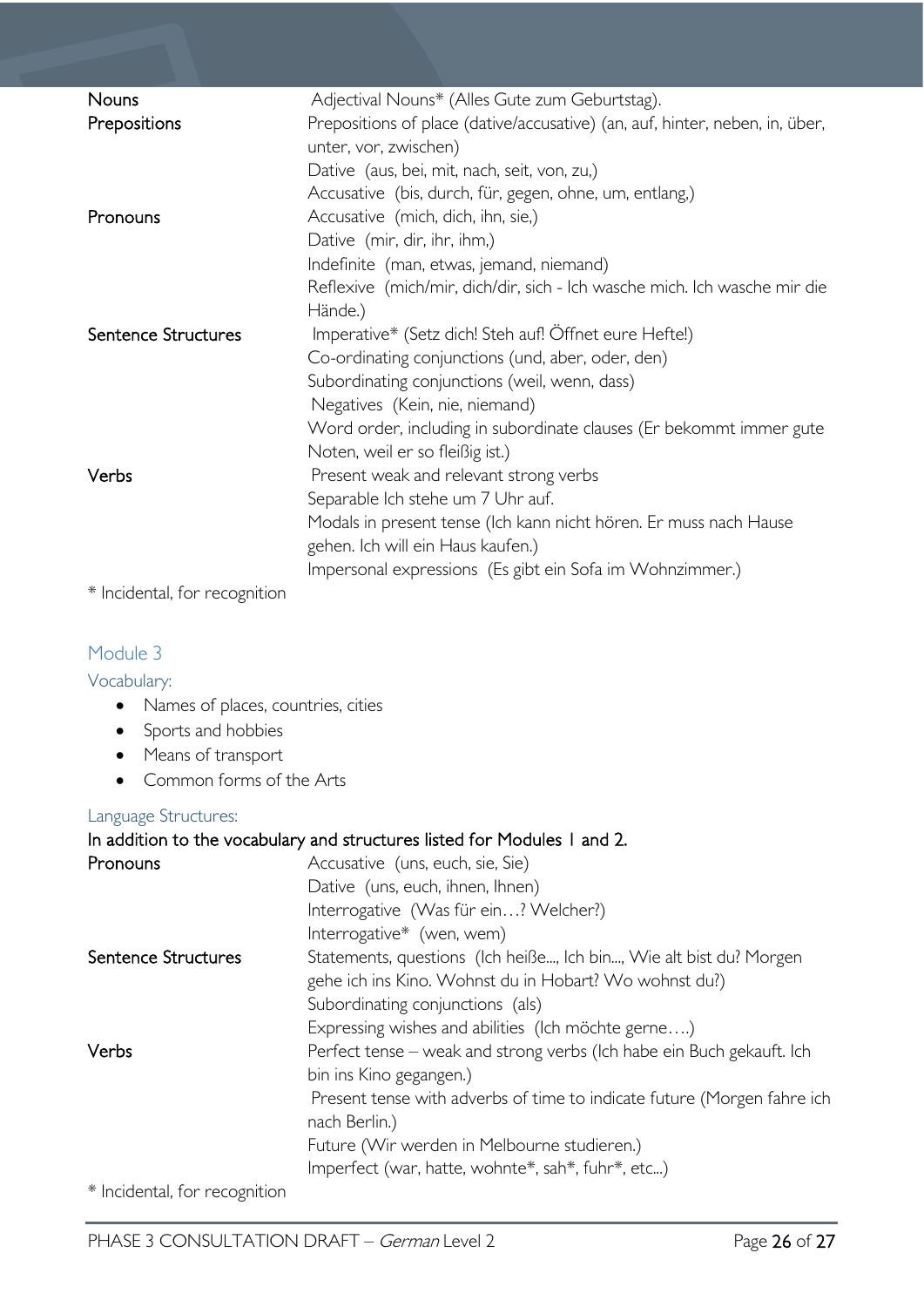| | |
|---|---|
| Nouns | Adjectival Nouns* (Alles Gute zum Geburtstag). |
| Prepositions | Prepositions of place (dative/accusative) (an, auf, hinter, neben, in, über, unter, vor, zwischen) |
| | Dative (aus, bei, mit, nach, seit, von, zu,) |
| | Accusative (bis, durch, für, gegen, ohne, um, entlang,) |
| Pronouns | Accusative (mich, dich, ihn, sie,) |
| | Dative (mir, dir, ihr, ihm,) |
| | Indefinite (man, etwas, jemand, niemand) |
| | Reflexive (mich/mir, dich/dir, sich - Ich wasche mich. Ich wasche mir die Hände.) |
| Sentence Structures | Imperative* (Setz dich! Steh auf! Öffnet eure Hefte!) |
| | Co-ordinating conjunctions (und, aber, oder, den) |
| | Subordinating conjunctions (weil, wenn, dass) |
| | Negatives (Kein, nie, niemand) |
| | Word order, including in subordinate clauses (Er bekommt immer gute Noten, weil er so fleißig ist.) |
| Verbs | Present weak and relevant strong verbs |
| | Separable Ich stehe um 7 Uhr auf. |
| | Modals in present tense (Ich kann nicht hören. Er muss nach Hause gehen. Ich will ein Haus kaufen.) |
| | Impersonal expressions (Es gibt ein Sofa im Wohnzimmer.) |

* Incidental, for recognition

## Module 3

### Vocabulary:

- Names of places, countries, cities
- Sports and hobbies
- Means of transport
- Common forms of the Arts

### Language Structures:

In addition to the vocabulary and structures listed for Modules 1 and 2.

| | |
|---|---|
| Pronouns | Accusative (uns, euch, sie, Sie) |
| | Dative (uns, euch, ihnen, Ihnen) |
| | Interrogative (Was für ein…? Welcher?) |
| | Interrogative* (wen, wem) |
| Sentence Structures | Statements, questions (Ich heiße..., Ich bin..., Wie alt bist du? Morgen gehe ich ins Kino. Wohnst du in Hobart? Wo wohnst du?) |
| | Subordinating conjunctions (als) |
| | Expressing wishes and abilities (Ich möchte gerne….) |
| Verbs | Perfect tense – weak and strong verbs (Ich habe ein Buch gekauft. Ich bin ins Kino gegangen.) |
| | Present tense with adverbs of time to indicate future (Morgen fahre ich nach Berlin.) |
| | Future (Wir werden in Melbourne studieren.) |
| | Imperfect (war, hatte, wohnte*, sah*, fuhr*, etc...) |

* Incidental, for recognition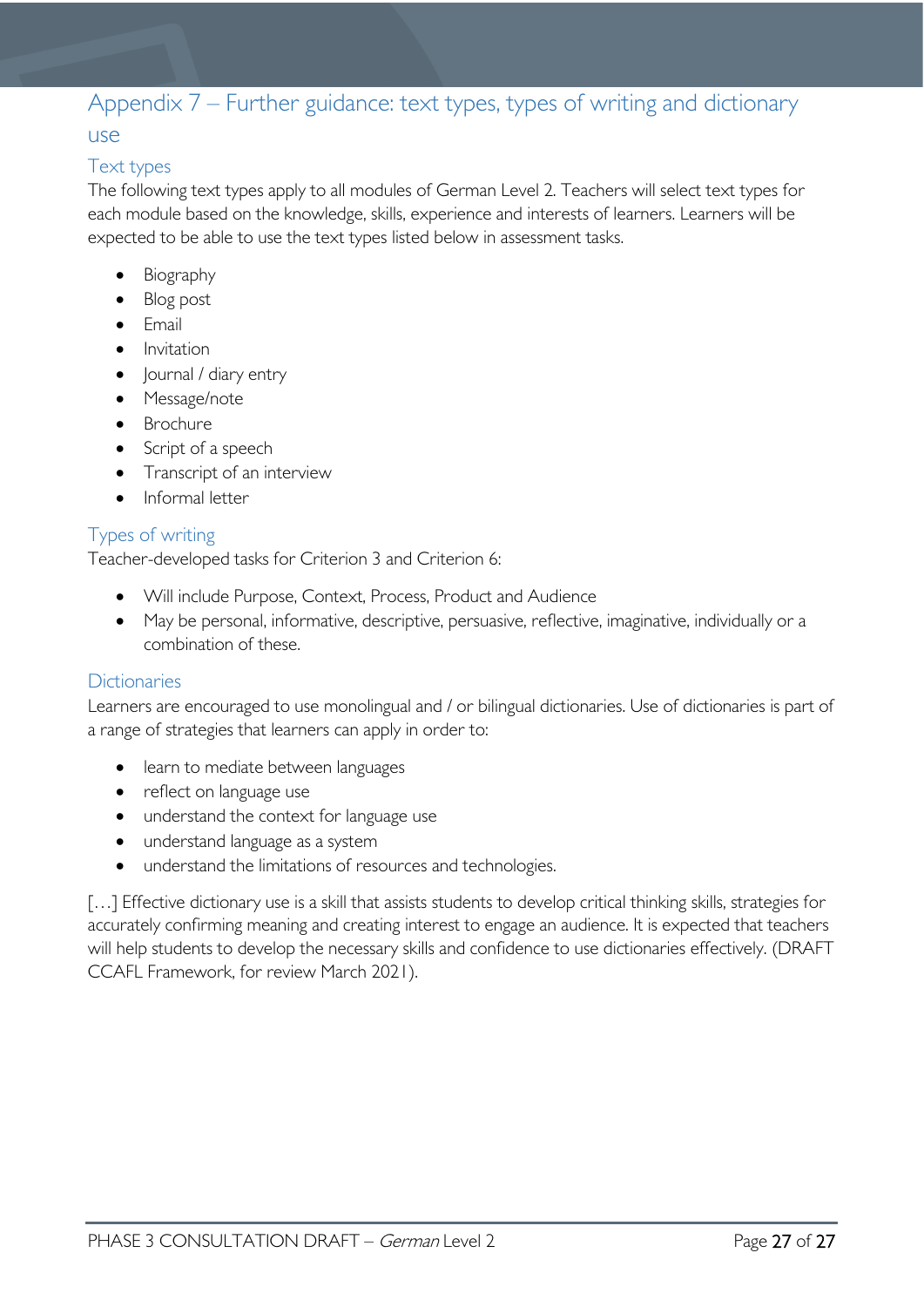## Appendix 7 – Further guidance: text types, types of writing and dictionary use

### Text types

The following text types apply to all modules of German Level 2. Teachers will select text types for each module based on the knowledge, skills, experience and interests of learners. Learners will be expected to be able to use the text types listed below in assessment tasks.

- Biography
- Blog post
- Email
- Invitation
- Journal / diary entry
- Message/note
- Brochure
- Script of a speech
- Transcript of an interview
- Informal letter

### Types of writing

Teacher-developed tasks for Criterion 3 and Criterion 6:

- Will include Purpose, Context, Process, Product and Audience
- May be personal, informative, descriptive, persuasive, reflective, imaginative, individually or a combination of these.

### Dictionaries

Learners are encouraged to use monolingual and / or bilingual dictionaries. Use of dictionaries is part of a range of strategies that learners can apply in order to:

- learn to mediate between languages
- reflect on language use
- understand the context for language use
- understand language as a system
- understand the limitations of resources and technologies.

[…] Effective dictionary use is a skill that assists students to develop critical thinking skills, strategies for accurately confirming meaning and creating interest to engage an audience. It is expected that teachers will help students to develop the necessary skills and confidence to use dictionaries effectively. (DRAFT CCAFL Framework, for review March 2021).